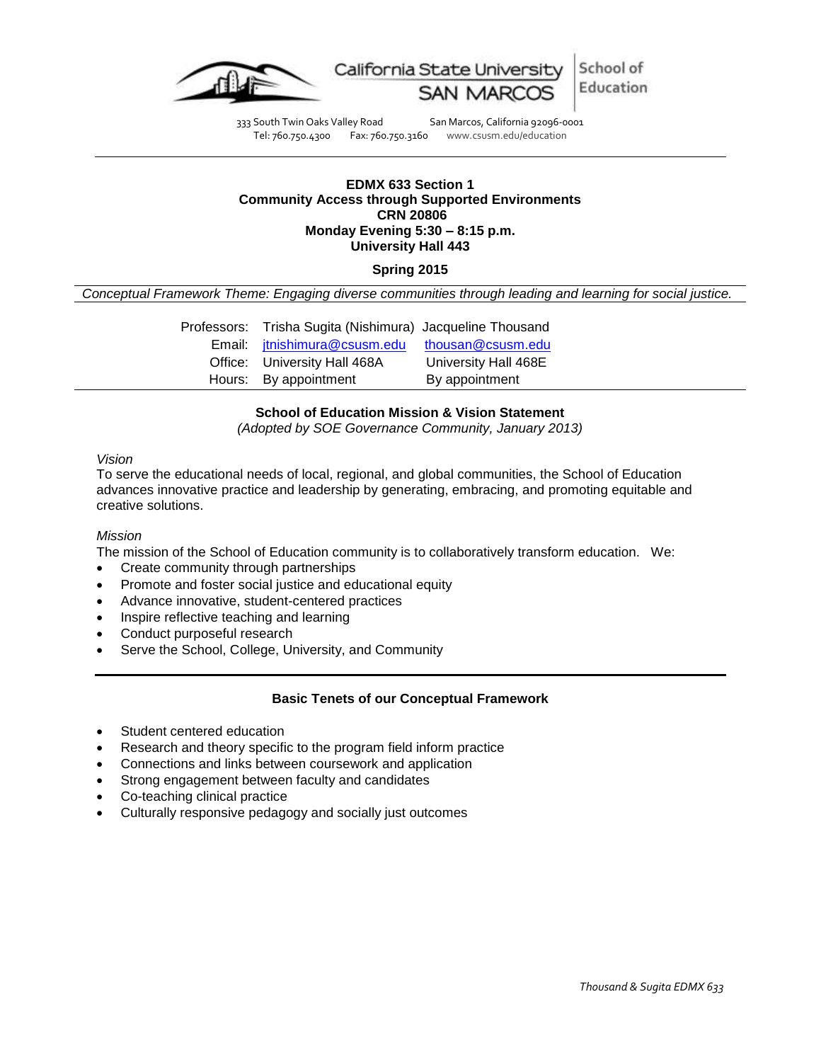California State University SAN MARCOS | School of Education

333 South Twin Oaks Valley Road San Marcos, California 92096-0001
Tel: 760.750.4300 Fax: 760.750.3160 www.csusm.edu/education

---

**EDMX 633 Section 1**
**Community Access through Supported Environments**
**CRN 20806**
**Monday Evening 5:30 – 8:15 p.m.**
**University Hall 443**

**Spring 2015**

*Conceptual Framework Theme: Engaging diverse communities through leading and learning for social justice.*

| | | |
|---|---|---|
| Professors: | Trisha Sugita (Nishimura) | Jacqueline Thousand |
| Email: | jtnishimura@csusm.edu | thousan@csusm.edu |
| Office: | University Hall 468A | University Hall 468E |
| Hours: | By appointment | By appointment |

## School of Education Mission & Vision Statement

*(Adopted by SOE Governance Community, January 2013)*

*Vision*

To serve the educational needs of local, regional, and global communities, the School of Education advances innovative practice and leadership by generating, embracing, and promoting equitable and creative solutions.

*Mission*

The mission of the School of Education community is to collaboratively transform education. We:

- Create community through partnerships
- Promote and foster social justice and educational equity
- Advance innovative, student-centered practices
- Inspire reflective teaching and learning
- Conduct purposeful research
- Serve the School, College, University, and Community

## Basic Tenets of our Conceptual Framework

- Student centered education
- Research and theory specific to the program field inform practice
- Connections and links between coursework and application
- Strong engagement between faculty and candidates
- Co-teaching clinical practice
- Culturally responsive pedagogy and socially just outcomes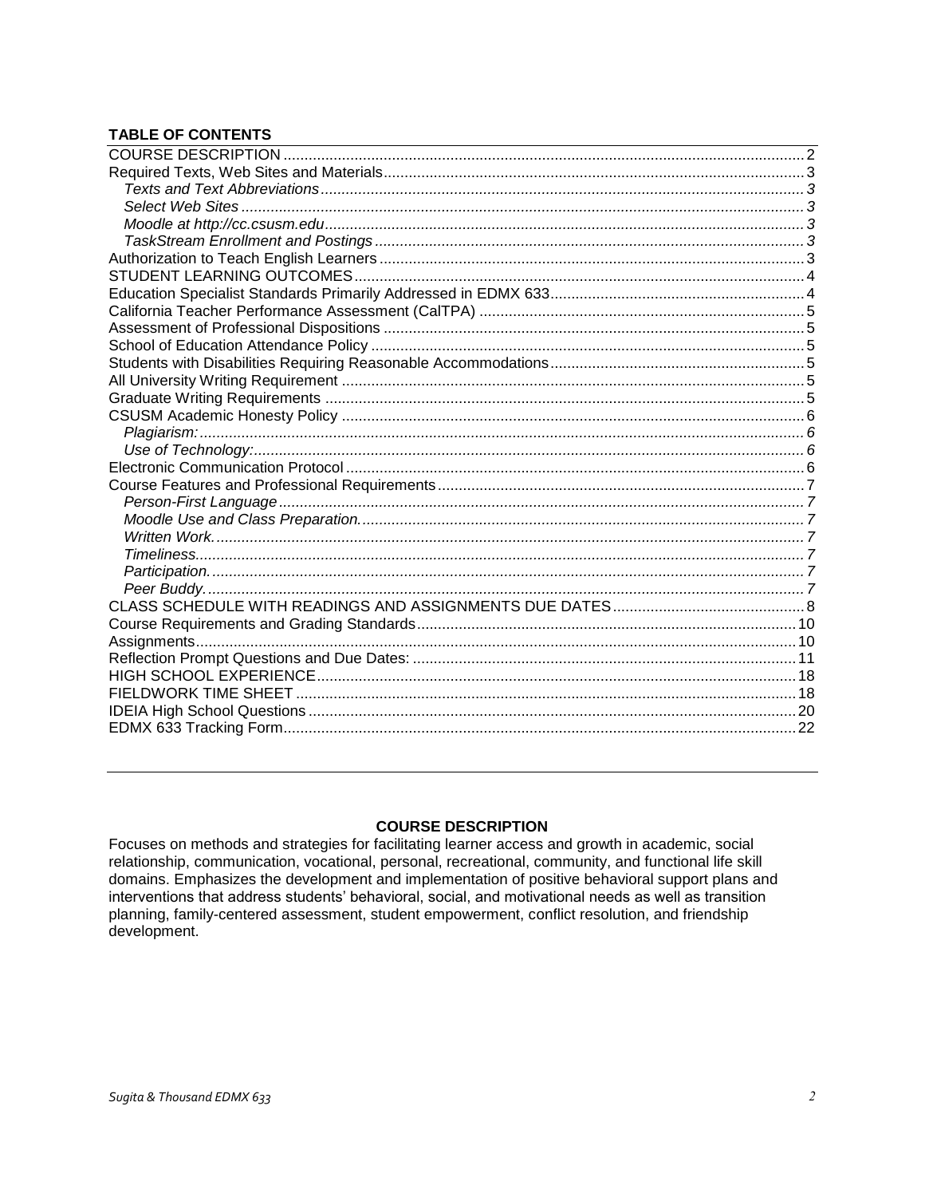## TABLE OF CONTENTS

- COURSE DESCRIPTION ... 2
- Required Texts, Web Sites and Materials ... 3
  - *Texts and Text Abbreviations ... 3*
  - *Select Web Sites ... 3*
  - *Moodle at http://cc.csusm.edu ... 3*
  - *TaskStream Enrollment and Postings ... 3*
- Authorization to Teach English Learners ... 3
- STUDENT LEARNING OUTCOMES ... 4
- Education Specialist Standards Primarily Addressed in EDMX 633 ... 4
- California Teacher Performance Assessment (CalTPA) ... 5
- Assessment of Professional Dispositions ... 5
- School of Education Attendance Policy ... 5
- Students with Disabilities Requiring Reasonable Accommodations ... 5
- All University Writing Requirement ... 5
- Graduate Writing Requirements ... 5
- CSUSM Academic Honesty Policy ... 6
  - *Plagiarism: ... 6*
  - *Use of Technology: ... 6*
- Electronic Communication Protocol ... 6
- Course Features and Professional Requirements ... 7
  - *Person-First Language ... 7*
  - *Moodle Use and Class Preparation. ... 7*
  - *Written Work. ... 7*
  - *Timeliness. ... 7*
  - *Participation. ... 7*
  - *Peer Buddy. ... 7*
- CLASS SCHEDULE WITH READINGS AND ASSIGNMENTS DUE DATES ... 8
- Course Requirements and Grading Standards ... 10
- Assignments ... 10
- Reflection Prompt Questions and Due Dates: ... 11
- HIGH SCHOOL EXPERIENCE ... 18
- FIELDWORK TIME SHEET ... 18
- IDEIA High School Questions ... 20
- EDMX 633 Tracking Form ... 22

---

## COURSE DESCRIPTION

Focuses on methods and strategies for facilitating learner access and growth in academic, social relationship, communication, vocational, personal, recreational, community, and functional life skill domains. Emphasizes the development and implementation of positive behavioral support plans and interventions that address students' behavioral, social, and motivational needs as well as transition planning, family-centered assessment, student empowerment, conflict resolution, and friendship development.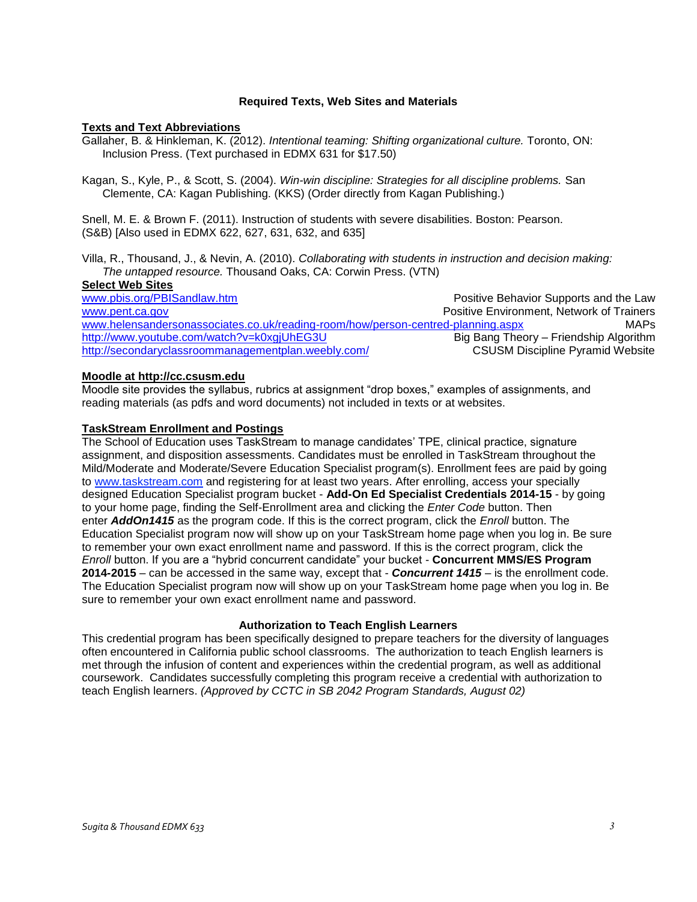## Required Texts, Web Sites and Materials

**Texts and Text Abbreviations**

Gallaher, B. & Hinkleman, K. (2012). *Intentional teaming: Shifting organizational culture.* Toronto, ON: Inclusion Press. (Text purchased in EDMX 631 for $17.50)

Kagan, S., Kyle, P., & Scott, S. (2004). *Win-win discipline: Strategies for all discipline problems.* San Clemente, CA: Kagan Publishing. (KKS) (Order directly from Kagan Publishing.)

Snell, M. E. & Brown F. (2011). Instruction of students with severe disabilities. Boston: Pearson. (S&B) [Also used in EDMX 622, 627, 631, 632, and 635]

Villa, R., Thousand, J., & Nevin, A. (2010). *Collaborating with students in instruction and decision making: The untapped resource.* Thousand Oaks, CA: Corwin Press. (VTN)

**Select Web Sites**

| | |
|---|---|
| www.pbis.org/PBISandlaw.htm | Positive Behavior Supports and the Law |
| www.pent.ca.gov | Positive Environment, Network of Trainers |
| www.helensandersonassociates.co.uk/reading-room/how/person-centred-planning.aspx | MAPs |
| http://www.youtube.com/watch?v=k0xgjUhEG3U | Big Bang Theory – Friendship Algorithm |
| http://secondaryclassroommanagementplan.weebly.com/ | CSUSM Discipline Pyramid Website |

**Moodle at http://cc.csusm.edu**

Moodle site provides the syllabus, rubrics at assignment "drop boxes," examples of assignments, and reading materials (as pdfs and word documents) not included in texts or at websites.

**TaskStream Enrollment and Postings**

The School of Education uses TaskStream to manage candidates' TPE, clinical practice, signature assignment, and disposition assessments. Candidates must be enrolled in TaskStream throughout the Mild/Moderate and Moderate/Severe Education Specialist program(s). Enrollment fees are paid by going to www.taskstream.com and registering for at least two years. After enrolling, access your specially designed Education Specialist program bucket - **Add-On Ed Specialist Credentials 2014-15** - by going to your home page, finding the Self-Enrollment area and clicking the *Enter Code* button. Then enter ***AddOn1415*** as the program code. If this is the correct program, click the *Enroll* button. The Education Specialist program now will show up on your TaskStream home page when you log in. Be sure to remember your own exact enrollment name and password. If this is the correct program, click the *Enroll* button. If you are a "hybrid concurrent candidate" your bucket - **Concurrent MMS/ES Program 2014-2015** – can be accessed in the same way, except that - ***Concurrent 1415*** – is the enrollment code. The Education Specialist program now will show up on your TaskStream home page when you log in. Be sure to remember your own exact enrollment name and password.

## Authorization to Teach English Learners

This credential program has been specifically designed to prepare teachers for the diversity of languages often encountered in California public school classrooms. The authorization to teach English learners is met through the infusion of content and experiences within the credential program, as well as additional coursework. Candidates successfully completing this program receive a credential with authorization to teach English learners. *(Approved by CCTC in SB 2042 Program Standards, August 02)*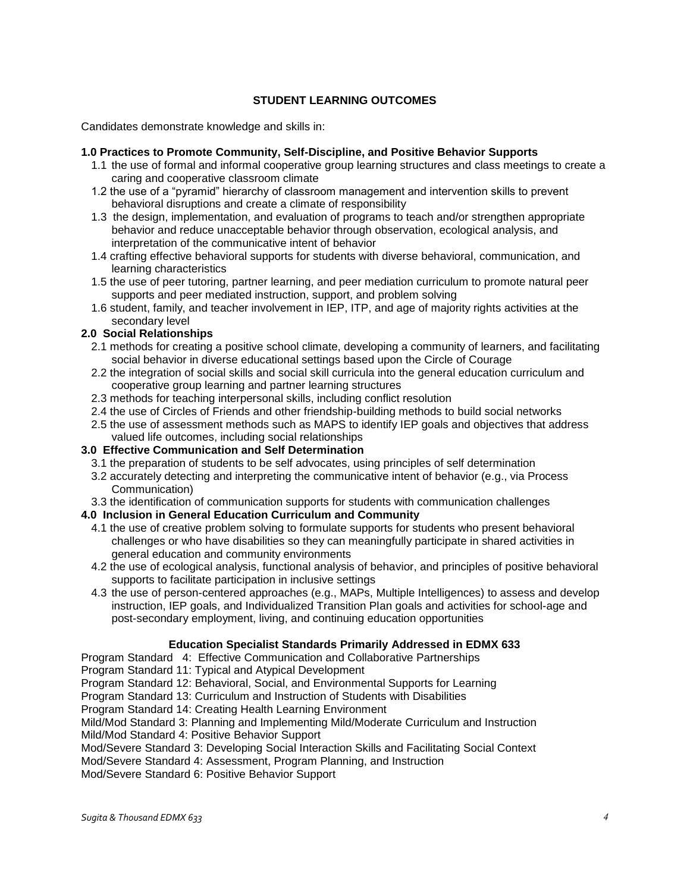## STUDENT LEARNING OUTCOMES

Candidates demonstrate knowledge and skills in:

**1.0 Practices to Promote Community, Self-Discipline, and Positive Behavior Supports**

- 1.1 the use of formal and informal cooperative group learning structures and class meetings to create a caring and cooperative classroom climate
- 1.2 the use of a "pyramid" hierarchy of classroom management and intervention skills to prevent behavioral disruptions and create a climate of responsibility
- 1.3 the design, implementation, and evaluation of programs to teach and/or strengthen appropriate behavior and reduce unacceptable behavior through observation, ecological analysis, and interpretation of the communicative intent of behavior
- 1.4 crafting effective behavioral supports for students with diverse behavioral, communication, and learning characteristics
- 1.5 the use of peer tutoring, partner learning, and peer mediation curriculum to promote natural peer supports and peer mediated instruction, support, and problem solving
- 1.6 student, family, and teacher involvement in IEP, ITP, and age of majority rights activities at the secondary level

**2.0 Social Relationships**

- 2.1 methods for creating a positive school climate, developing a community of learners, and facilitating social behavior in diverse educational settings based upon the Circle of Courage
- 2.2 the integration of social skills and social skill curricula into the general education curriculum and cooperative group learning and partner learning structures
- 2.3 methods for teaching interpersonal skills, including conflict resolution
- 2.4 the use of Circles of Friends and other friendship-building methods to build social networks
- 2.5 the use of assessment methods such as MAPS to identify IEP goals and objectives that address valued life outcomes, including social relationships

**3.0 Effective Communication and Self Determination**

- 3.1 the preparation of students to be self advocates, using principles of self determination
- 3.2 accurately detecting and interpreting the communicative intent of behavior (e.g., via Process Communication)
- 3.3 the identification of communication supports for students with communication challenges

**4.0 Inclusion in General Education Curriculum and Community**

- 4.1 the use of creative problem solving to formulate supports for students who present behavioral challenges or who have disabilities so they can meaningfully participate in shared activities in general education and community environments
- 4.2 the use of ecological analysis, functional analysis of behavior, and principles of positive behavioral supports to facilitate participation in inclusive settings
- 4.3 the use of person-centered approaches (e.g., MAPs, Multiple Intelligences) to assess and develop instruction, IEP goals, and Individualized Transition Plan goals and activities for school-age and post-secondary employment, living, and continuing education opportunities

**Education Specialist Standards Primarily Addressed in EDMX 633**

Program Standard 4: Effective Communication and Collaborative Partnerships
Program Standard 11: Typical and Atypical Development
Program Standard 12: Behavioral, Social, and Environmental Supports for Learning
Program Standard 13: Curriculum and Instruction of Students with Disabilities
Program Standard 14: Creating Health Learning Environment
Mild/Mod Standard 3: Planning and Implementing Mild/Moderate Curriculum and Instruction
Mild/Mod Standard 4: Positive Behavior Support
Mod/Severe Standard 3: Developing Social Interaction Skills and Facilitating Social Context
Mod/Severe Standard 4: Assessment, Program Planning, and Instruction
Mod/Severe Standard 6: Positive Behavior Support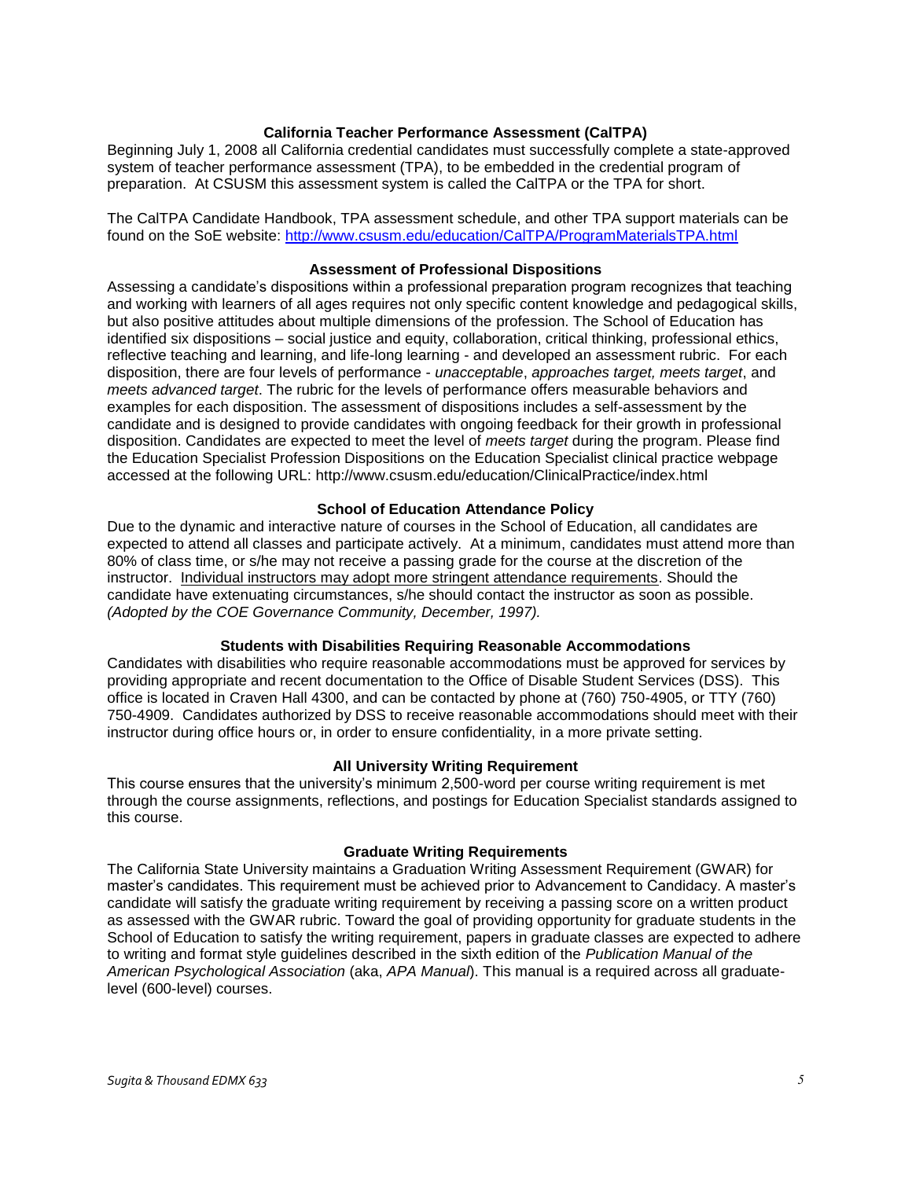### California Teacher Performance Assessment (CalTPA)

Beginning July 1, 2008 all California credential candidates must successfully complete a state-approved system of teacher performance assessment (TPA), to be embedded in the credential program of preparation. At CSUSM this assessment system is called the CalTPA or the TPA for short.

The CalTPA Candidate Handbook, TPA assessment schedule, and other TPA support materials can be found on the SoE website: [http://www.csusm.edu/education/CalTPA/ProgramMaterialsTPA.html](http://www.csusm.edu/education/CalTPA/ProgramMaterialsTPA.html)

### Assessment of Professional Dispositions

Assessing a candidate's dispositions within a professional preparation program recognizes that teaching and working with learners of all ages requires not only specific content knowledge and pedagogical skills, but also positive attitudes about multiple dimensions of the profession. The School of Education has identified six dispositions – social justice and equity, collaboration, critical thinking, professional ethics, reflective teaching and learning, and life-long learning - and developed an assessment rubric. For each disposition, there are four levels of performance - *unacceptable*, *approaches target, meets target*, and *meets advanced target*. The rubric for the levels of performance offers measurable behaviors and examples for each disposition. The assessment of dispositions includes a self-assessment by the candidate and is designed to provide candidates with ongoing feedback for their growth in professional disposition. Candidates are expected to meet the level of *meets target* during the program. Please find the Education Specialist Profession Dispositions on the Education Specialist clinical practice webpage accessed at the following URL: http://www.csusm.edu/education/ClinicalPractice/index.html

### School of Education Attendance Policy

Due to the dynamic and interactive nature of courses in the School of Education, all candidates are expected to attend all classes and participate actively. At a minimum, candidates must attend more than 80% of class time, or s/he may not receive a passing grade for the course at the discretion of the instructor. <u>Individual instructors may adopt more stringent attendance requirements</u>. Should the candidate have extenuating circumstances, s/he should contact the instructor as soon as possible. *(Adopted by the COE Governance Community, December, 1997).*

### Students with Disabilities Requiring Reasonable Accommodations

Candidates with disabilities who require reasonable accommodations must be approved for services by providing appropriate and recent documentation to the Office of Disable Student Services (DSS). This office is located in Craven Hall 4300, and can be contacted by phone at (760) 750-4905, or TTY (760) 750-4909. Candidates authorized by DSS to receive reasonable accommodations should meet with their instructor during office hours or, in order to ensure confidentiality, in a more private setting.

### All University Writing Requirement

This course ensures that the university's minimum 2,500-word per course writing requirement is met through the course assignments, reflections, and postings for Education Specialist standards assigned to this course.

### Graduate Writing Requirements

The California State University maintains a Graduation Writing Assessment Requirement (GWAR) for master's candidates. This requirement must be achieved prior to Advancement to Candidacy. A master's candidate will satisfy the graduate writing requirement by receiving a passing score on a written product as assessed with the GWAR rubric. Toward the goal of providing opportunity for graduate students in the School of Education to satisfy the writing requirement, papers in graduate classes are expected to adhere to writing and format style guidelines described in the sixth edition of the *Publication Manual of the American Psychological Association* (aka, *APA Manual*). This manual is a required across all graduate-level (600-level) courses.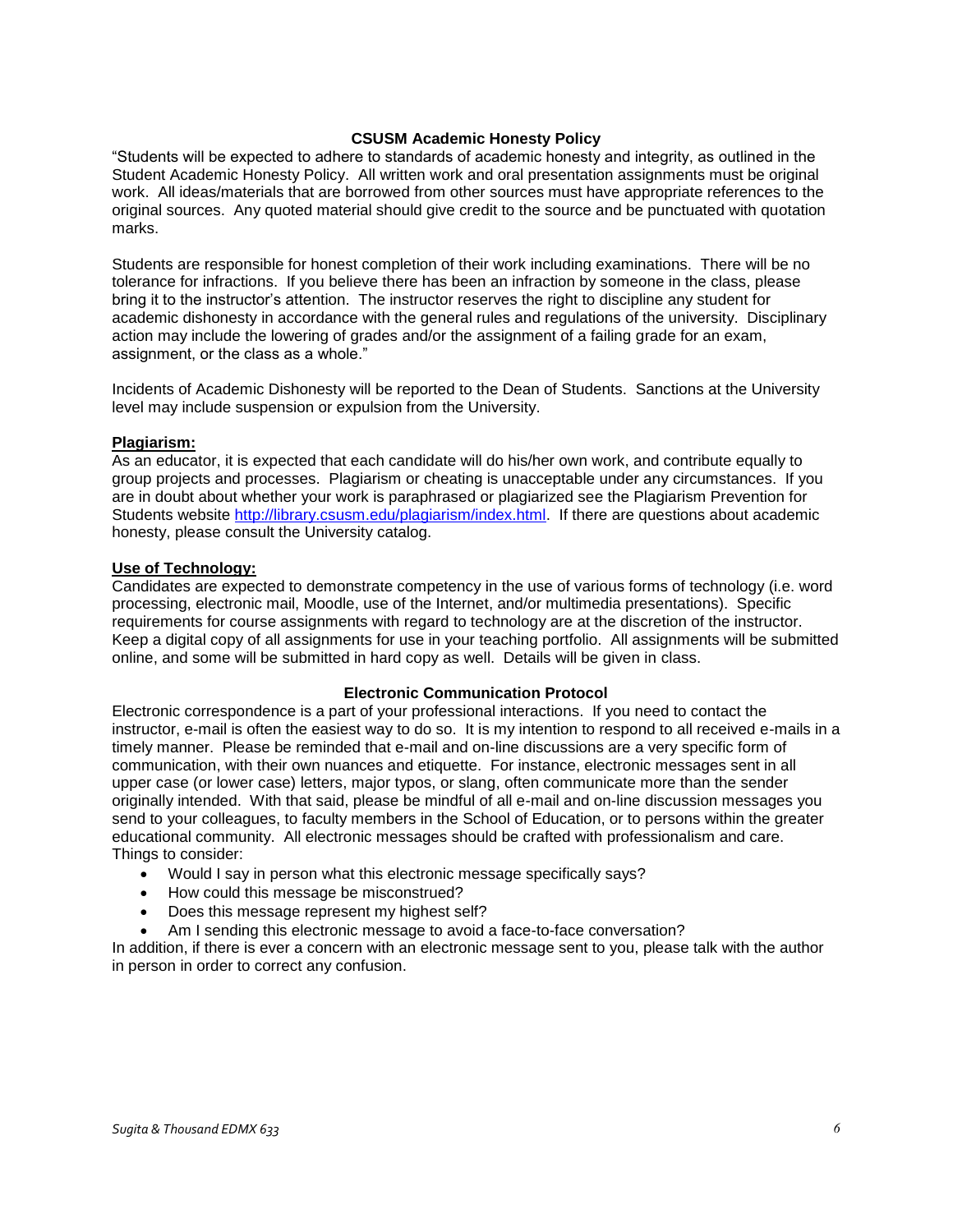## CSUSM Academic Honesty Policy

"Students will be expected to adhere to standards of academic honesty and integrity, as outlined in the Student Academic Honesty Policy. All written work and oral presentation assignments must be original work. All ideas/materials that are borrowed from other sources must have appropriate references to the original sources. Any quoted material should give credit to the source and be punctuated with quotation marks.

Students are responsible for honest completion of their work including examinations. There will be no tolerance for infractions. If you believe there has been an infraction by someone in the class, please bring it to the instructor's attention. The instructor reserves the right to discipline any student for academic dishonesty in accordance with the general rules and regulations of the university. Disciplinary action may include the lowering of grades and/or the assignment of a failing grade for an exam, assignment, or the class as a whole."

Incidents of Academic Dishonesty will be reported to the Dean of Students. Sanctions at the University level may include suspension or expulsion from the University.

### Plagiarism:

As an educator, it is expected that each candidate will do his/her own work, and contribute equally to group projects and processes. Plagiarism or cheating is unacceptable under any circumstances. If you are in doubt about whether your work is paraphrased or plagiarized see the Plagiarism Prevention for Students website http://library.csusm.edu/plagiarism/index.html. If there are questions about academic honesty, please consult the University catalog.

### Use of Technology:

Candidates are expected to demonstrate competency in the use of various forms of technology (i.e. word processing, electronic mail, Moodle, use of the Internet, and/or multimedia presentations). Specific requirements for course assignments with regard to technology are at the discretion of the instructor. Keep a digital copy of all assignments for use in your teaching portfolio. All assignments will be submitted online, and some will be submitted in hard copy as well. Details will be given in class.

## Electronic Communication Protocol

Electronic correspondence is a part of your professional interactions. If you need to contact the instructor, e-mail is often the easiest way to do so. It is my intention to respond to all received e-mails in a timely manner. Please be reminded that e-mail and on-line discussions are a very specific form of communication, with their own nuances and etiquette. For instance, electronic messages sent in all upper case (or lower case) letters, major typos, or slang, often communicate more than the sender originally intended. With that said, please be mindful of all e-mail and on-line discussion messages you send to your colleagues, to faculty members in the School of Education, or to persons within the greater educational community. All electronic messages should be crafted with professionalism and care. Things to consider:

- Would I say in person what this electronic message specifically says?
- How could this message be misconstrued?
- Does this message represent my highest self?
- Am I sending this electronic message to avoid a face-to-face conversation?

In addition, if there is ever a concern with an electronic message sent to you, please talk with the author in person in order to correct any confusion.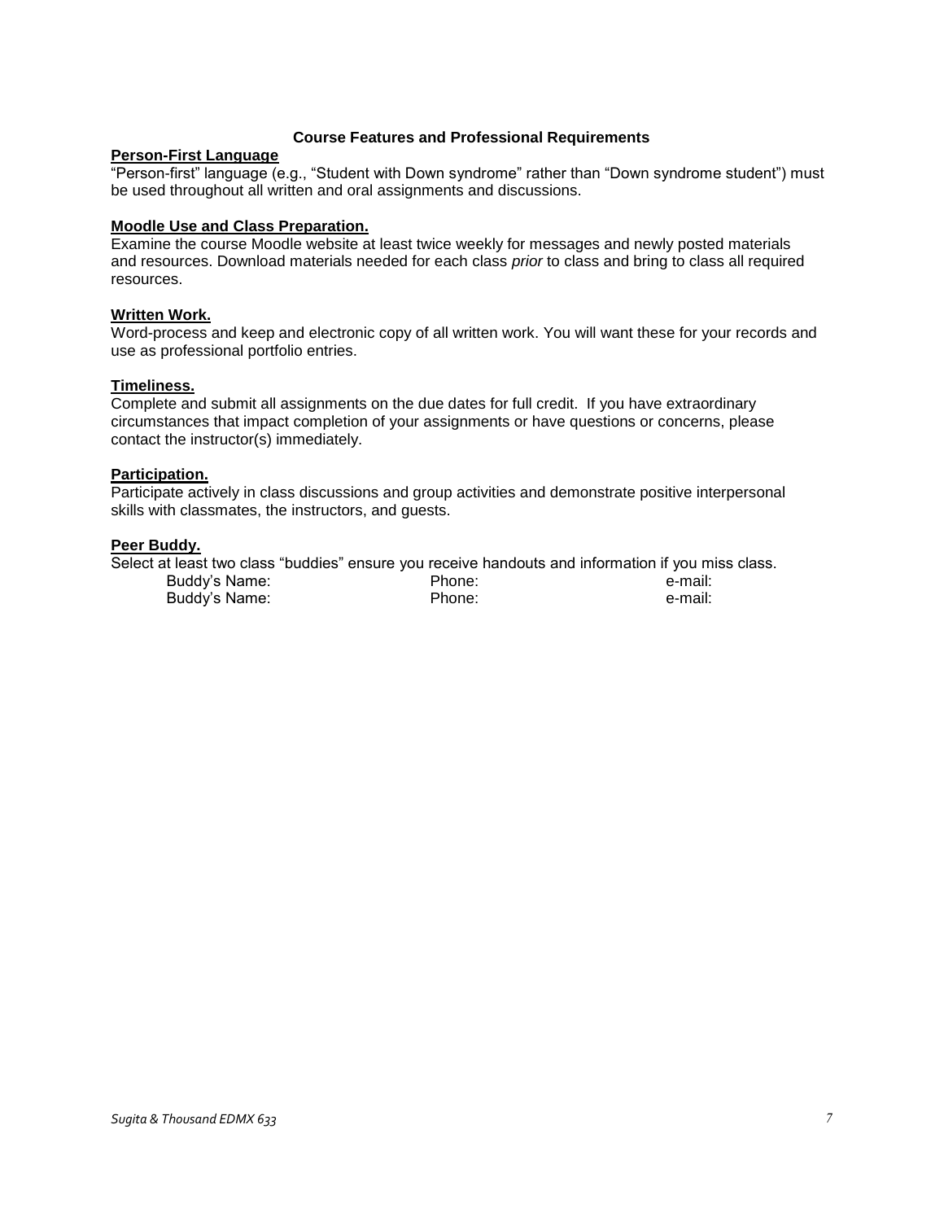## Course Features and Professional Requirements

**Person-First Language**

"Person-first" language (e.g., "Student with Down syndrome" rather than "Down syndrome student") must be used throughout all written and oral assignments and discussions.

**Moodle Use and Class Preparation.**

Examine the course Moodle website at least twice weekly for messages and newly posted materials and resources. Download materials needed for each class *prior* to class and bring to class all required resources.

**Written Work.**

Word-process and keep and electronic copy of all written work. You will want these for your records and use as professional portfolio entries.

**Timeliness.**

Complete and submit all assignments on the due dates for full credit. If you have extraordinary circumstances that impact completion of your assignments or have questions or concerns, please contact the instructor(s) immediately.

**Participation.**

Participate actively in class discussions and group activities and demonstrate positive interpersonal skills with classmates, the instructors, and guests.

**Peer Buddy.**

Select at least two class "buddies" ensure you receive handouts and information if you miss class.

| Buddy's Name: | Phone: | e-mail: |
|---|---|---|
| Buddy's Name: | Phone: | e-mail: |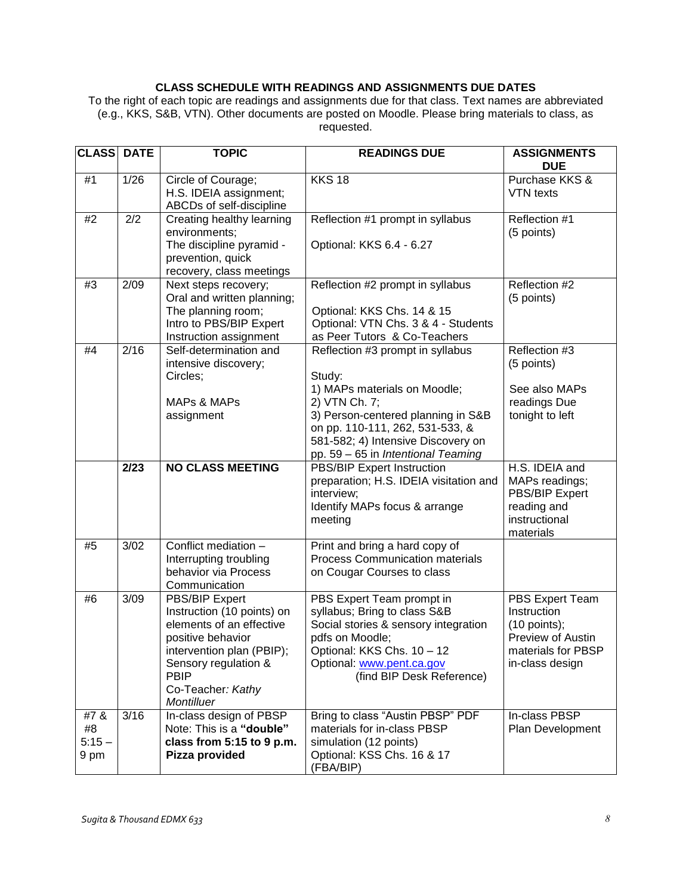**CLASS SCHEDULE WITH READINGS AND ASSIGNMENTS DUE DATES**

To the right of each topic are readings and assignments due for that class. Text names are abbreviated (e.g., KKS, S&B, VTN). Other documents are posted on Moodle. Please bring materials to class, as requested.

| CLASS | DATE | TOPIC | READINGS DUE | ASSIGNMENTS DUE |
|---|---|---|---|---|
| #1 | 1/26 | Circle of Courage; H.S. IDEIA assignment; ABCDs of self-discipline | KKS 18 | Purchase KKS & VTN texts |
| #2 | 2/2 | Creating healthy learning environments; The discipline pyramid - prevention, quick recovery, class meetings | Reflection #1 prompt in syllabus<br><br>Optional: KKS 6.4 - 6.27 | Reflection #1 (5 points) |
| #3 | 2/09 | Next steps recovery; Oral and written planning; The planning room; Intro to PBS/BIP Expert Instruction assignment | Reflection #2 prompt in syllabus<br><br>Optional: KKS Chs. 14 & 15<br>Optional: VTN Chs. 3 & 4 - Students as Peer Tutors & Co-Teachers | Reflection #2 (5 points) |
| #4 | 2/16 | Self-determination and intensive discovery; Circles;<br><br>MAPs & MAPs assignment | Reflection #3 prompt in syllabus<br><br>Study:<br>1) MAPs materials on Moodle;<br>2) VTN Ch. 7;<br>3) Person-centered planning in S&B on pp. 110-111, 262, 531-533, & 581-582; 4) Intensive Discovery on pp. 59 – 65 in *Intentional Teaming* | Reflection #3 (5 points)<br><br>See also MAPs readings Due tonight to left |
| | **2/23** | **NO CLASS MEETING** | PBS/BIP Expert Instruction preparation; H.S. IDEIA visitation and interview;<br>Identify MAPs focus & arrange meeting | H.S. IDEIA and MAPs readings; PBS/BIP Expert reading and instructional materials |
| #5 | 3/02 | Conflict mediation – Interrupting troubling behavior via Process Communication | Print and bring a hard copy of Process Communication materials on Cougar Courses to class | |
| #6 | 3/09 | PBS/BIP Expert Instruction (10 points) on elements of an effective positive behavior intervention plan (PBIP); Sensory regulation & PBIP<br>Co-Teacher*: Kathy Montilluer* | PBS Expert Team prompt in syllabus; Bring to class S&B Social stories & sensory integration pdfs on Moodle;<br>Optional: KKS Chs. 10 – 12<br>Optional: www.pent.ca.gov (find BIP Desk Reference) | PBS Expert Team Instruction (10 points);<br>Preview of Austin materials for PBSP in-class design |
| #7 & #8 5:15 – 9 pm | 3/16 | In-class design of PBSP<br>Note: This is a **"double" class from 5:15 to 9 p.m. Pizza provided** | Bring to class "Austin PBSP" PDF materials for in-class PBSP simulation (12 points)<br>Optional: KSS Chs. 16 & 17 (FBA/BIP) | In-class PBSP Plan Development |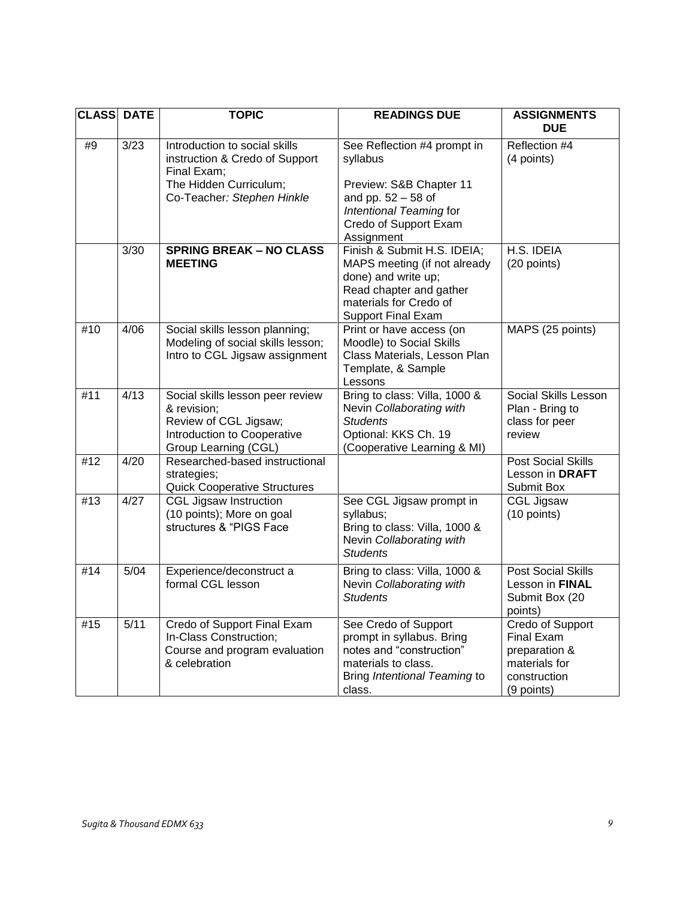| CLASS | DATE | TOPIC | READINGS DUE | ASSIGNMENTS DUE |
|---|---|---|---|---|
| #9 | 3/23 | Introduction to social skills instruction & Credo of Support Final Exam; The Hidden Curriculum; Co-Teacher*: Stephen Hinkle* | See Reflection #4 prompt in syllabus<br><br>Preview: S&B Chapter 11 and pp. 52 – 58 of *Intentional Teaming* for Credo of Support Exam Assignment | Reflection #4 (4 points) |
| | 3/30 | **SPRING BREAK – NO CLASS MEETING** | Finish & Submit H.S. IDEIA; MAPS meeting (if not already done) and write up; Read chapter and gather materials for Credo of Support Final Exam | H.S. IDEIA (20 points) |
| #10 | 4/06 | Social skills lesson planning; Modeling of social skills lesson; Intro to CGL Jigsaw assignment | Print or have access (on Moodle) to Social Skills Class Materials, Lesson Plan Template, & Sample Lessons | MAPS (25 points) |
| #11 | 4/13 | Social skills lesson peer review & revision; Review of CGL Jigsaw; Introduction to Cooperative Group Learning (CGL) | Bring to class: Villa, 1000 & Nevin *Collaborating with Students*<br>Optional: KKS Ch. 19 (Cooperative Learning & MI) | Social Skills Lesson Plan - Bring to class for peer review |
| #12 | 4/20 | Researched-based instructional strategies; Quick Cooperative Structures | | Post Social Skills Lesson in **DRAFT** Submit Box |
| #13 | 4/27 | CGL Jigsaw Instruction (10 points); More on goal structures & "PIGS Face | See CGL Jigsaw prompt in syllabus; Bring to class: Villa, 1000 & Nevin *Collaborating with Students* | CGL Jigsaw (10 points) |
| #14 | 5/04 | Experience/deconstruct a formal CGL lesson | Bring to class: Villa, 1000 & Nevin *Collaborating with Students* | Post Social Skills Lesson in **FINAL** Submit Box (20 points) |
| #15 | 5/11 | Credo of Support Final Exam In-Class Construction; Course and program evaluation & celebration | See Credo of Support prompt in syllabus. Bring notes and "construction" materials to class. Bring *Intentional Teaming* to class. | Credo of Support Final Exam preparation & materials for construction (9 points) |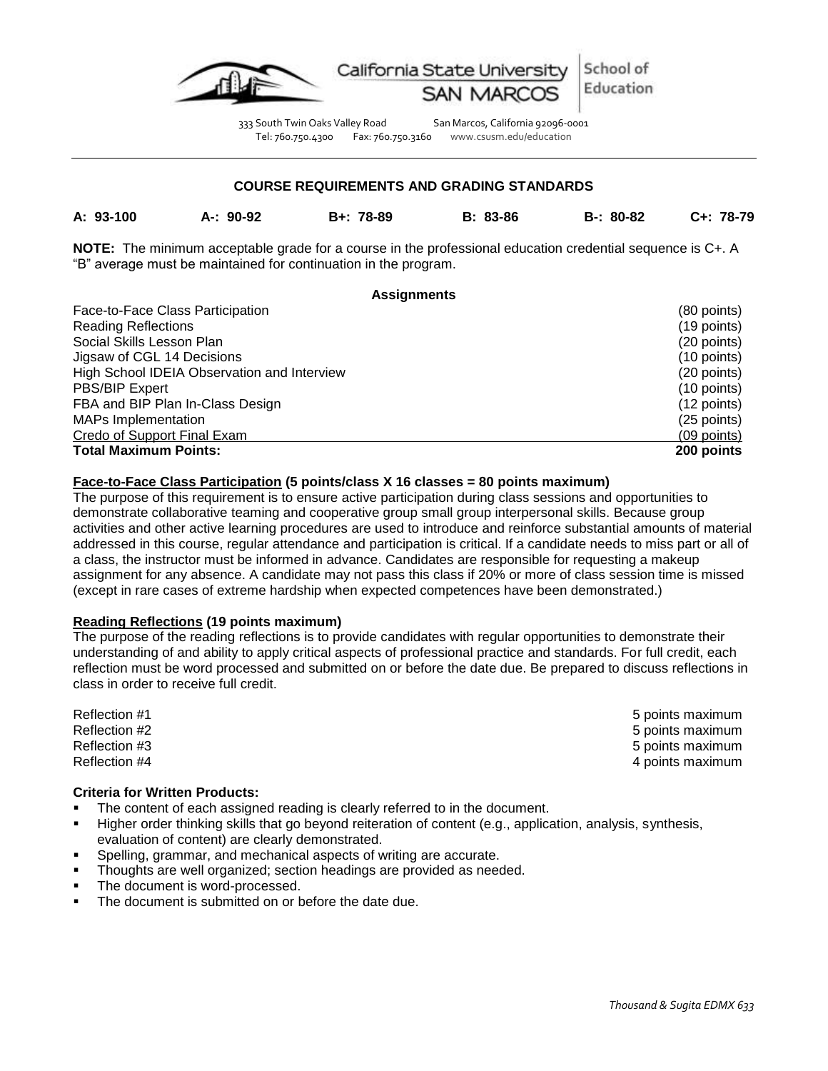## COURSE REQUIREMENTS AND GRADING STANDARDS

| A: 93-100 | A-: 90-92 | B+: 78-89 | B: 83-86 | B-: 80-82 | C+: 78-79 |
|---|---|---|---|---|---|

**NOTE:** The minimum acceptable grade for a course in the professional education credential sequence is C+. A "B" average must be maintained for continuation in the program.

| Assignments | |
|---|---|
| Face-to-Face Class Participation | (80 points) |
| Reading Reflections | (19 points) |
| Social Skills Lesson Plan | (20 points) |
| Jigsaw of CGL 14 Decisions | (10 points) |
| High School IDEIA Observation and Interview | (20 points) |
| PBS/BIP Expert | (10 points) |
| FBA and BIP Plan In-Class Design | (12 points) |
| MAPs Implementation | (25 points) |
| Credo of Support Final Exam | (09 points) |
| **Total Maximum Points:** | **200 points** |

**Face-to-Face Class Participation (5 points/class X 16 classes = 80 points maximum)**

The purpose of this requirement is to ensure active participation during class sessions and opportunities to demonstrate collaborative teaming and cooperative group small group interpersonal skills. Because group activities and other active learning procedures are used to introduce and reinforce substantial amounts of material addressed in this course, regular attendance and participation is critical. If a candidate needs to miss part or all of a class, the instructor must be informed in advance. Candidates are responsible for requesting a makeup assignment for any absence. A candidate may not pass this class if 20% or more of class session time is missed (except in rare cases of extreme hardship when expected competences have been demonstrated.)

**Reading Reflections (19 points maximum)**

The purpose of the reading reflections is to provide candidates with regular opportunities to demonstrate their understanding of and ability to apply critical aspects of professional practice and standards. For full credit, each reflection must be word processed and submitted on or before the date due. Be prepared to discuss reflections in class in order to receive full credit.

| | |
|---|---|
| Reflection #1 | 5 points maximum |
| Reflection #2 | 5 points maximum |
| Reflection #3 | 5 points maximum |
| Reflection #4 | 4 points maximum |

**Criteria for Written Products:**

- The content of each assigned reading is clearly referred to in the document.
- Higher order thinking skills that go beyond reiteration of content (e.g., application, analysis, synthesis, evaluation of content) are clearly demonstrated.
- Spelling, grammar, and mechanical aspects of writing are accurate.
- Thoughts are well organized; section headings are provided as needed.
- The document is word-processed.
- The document is submitted on or before the date due.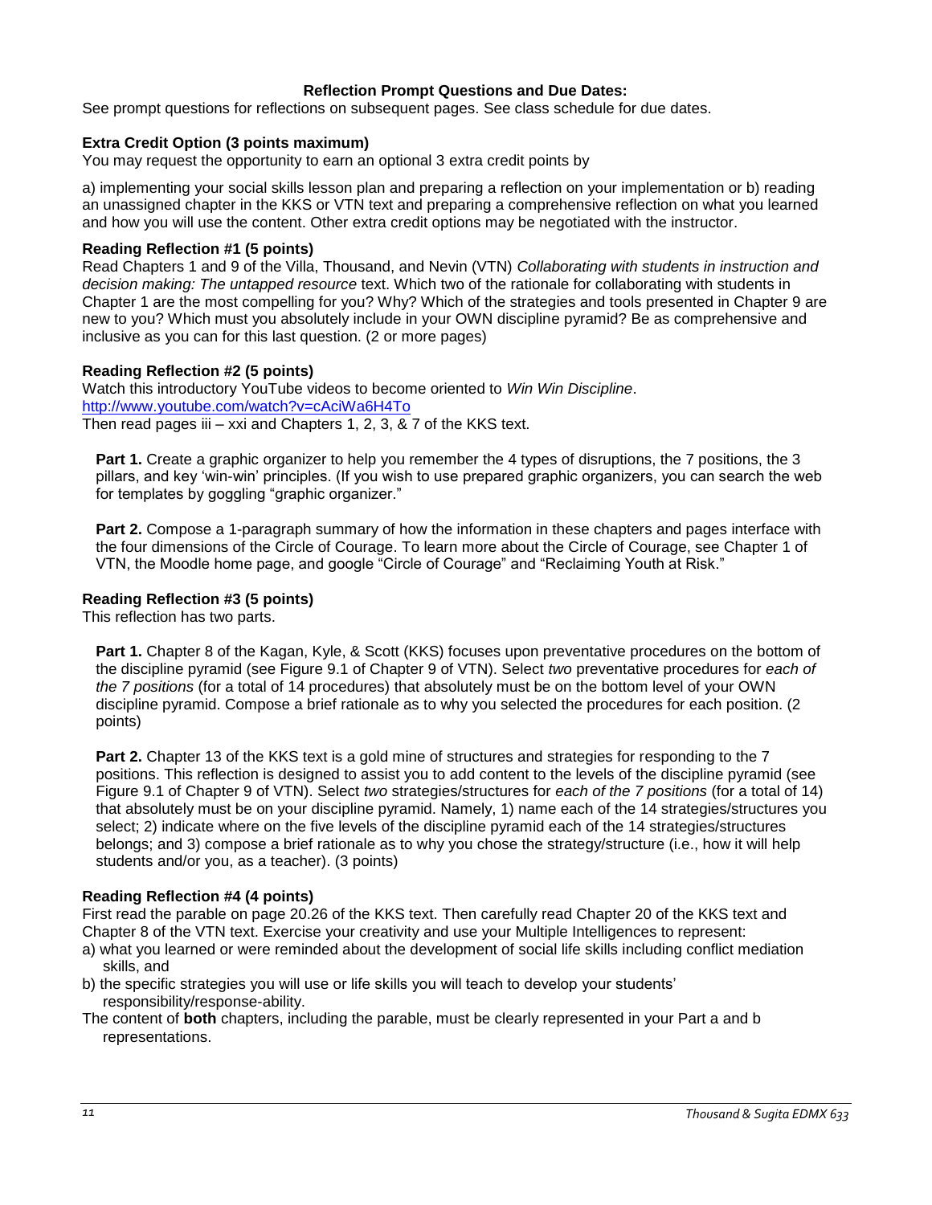**Reflection Prompt Questions and Due Dates:**

See prompt questions for reflections on subsequent pages. See class schedule for due dates.

**Extra Credit Option (3 points maximum)**

You may request the opportunity to earn an optional 3 extra credit points by

a) implementing your social skills lesson plan and preparing a reflection on your implementation or b) reading an unassigned chapter in the KKS or VTN text and preparing a comprehensive reflection on what you learned and how you will use the content. Other extra credit options may be negotiated with the instructor.

**Reading Reflection #1 (5 points)**

Read Chapters 1 and 9 of the Villa, Thousand, and Nevin (VTN) *Collaborating with students in instruction and decision making: The untapped resource* text. Which two of the rationale for collaborating with students in Chapter 1 are the most compelling for you? Why? Which of the strategies and tools presented in Chapter 9 are new to you? Which must you absolutely include in your OWN discipline pyramid? Be as comprehensive and inclusive as you can for this last question. (2 or more pages)

**Reading Reflection #2 (5 points)**

Watch this introductory YouTube videos to become oriented to *Win Win Discipline*.
http://www.youtube.com/watch?v=cAciWa6H4To
Then read pages iii – xxi and Chapters 1, 2, 3, & 7 of the KKS text.

**Part 1.** Create a graphic organizer to help you remember the 4 types of disruptions, the 7 positions, the 3 pillars, and key 'win-win' principles. (If you wish to use prepared graphic organizers, you can search the web for templates by goggling "graphic organizer."

**Part 2.** Compose a 1-paragraph summary of how the information in these chapters and pages interface with the four dimensions of the Circle of Courage. To learn more about the Circle of Courage, see Chapter 1 of VTN, the Moodle home page, and google "Circle of Courage" and "Reclaiming Youth at Risk."

**Reading Reflection #3 (5 points)**

This reflection has two parts.

**Part 1.** Chapter 8 of the Kagan, Kyle, & Scott (KKS) focuses upon preventative procedures on the bottom of the discipline pyramid (see Figure 9.1 of Chapter 9 of VTN). Select *two* preventative procedures for *each of the 7 positions* (for a total of 14 procedures) that absolutely must be on the bottom level of your OWN discipline pyramid. Compose a brief rationale as to why you selected the procedures for each position. (2 points)

**Part 2.** Chapter 13 of the KKS text is a gold mine of structures and strategies for responding to the 7 positions. This reflection is designed to assist you to add content to the levels of the discipline pyramid (see Figure 9.1 of Chapter 9 of VTN). Select *two* strategies/structures for *each of the 7 positions* (for a total of 14) that absolutely must be on your discipline pyramid. Namely, 1) name each of the 14 strategies/structures you select; 2) indicate where on the five levels of the discipline pyramid each of the 14 strategies/structures belongs; and 3) compose a brief rationale as to why you chose the strategy/structure (i.e., how it will help students and/or you, as a teacher). (3 points)

**Reading Reflection #4 (4 points)**

First read the parable on page 20.26 of the KKS text. Then carefully read Chapter 20 of the KKS text and Chapter 8 of the VTN text. Exercise your creativity and use your Multiple Intelligences to represent:

a) what you learned or were reminded about the development of social life skills including conflict mediation skills, and
b) the specific strategies you will use or life skills you will teach to develop your students' responsibility/response-ability.

The content of **both** chapters, including the parable, must be clearly represented in your Part a and b representations.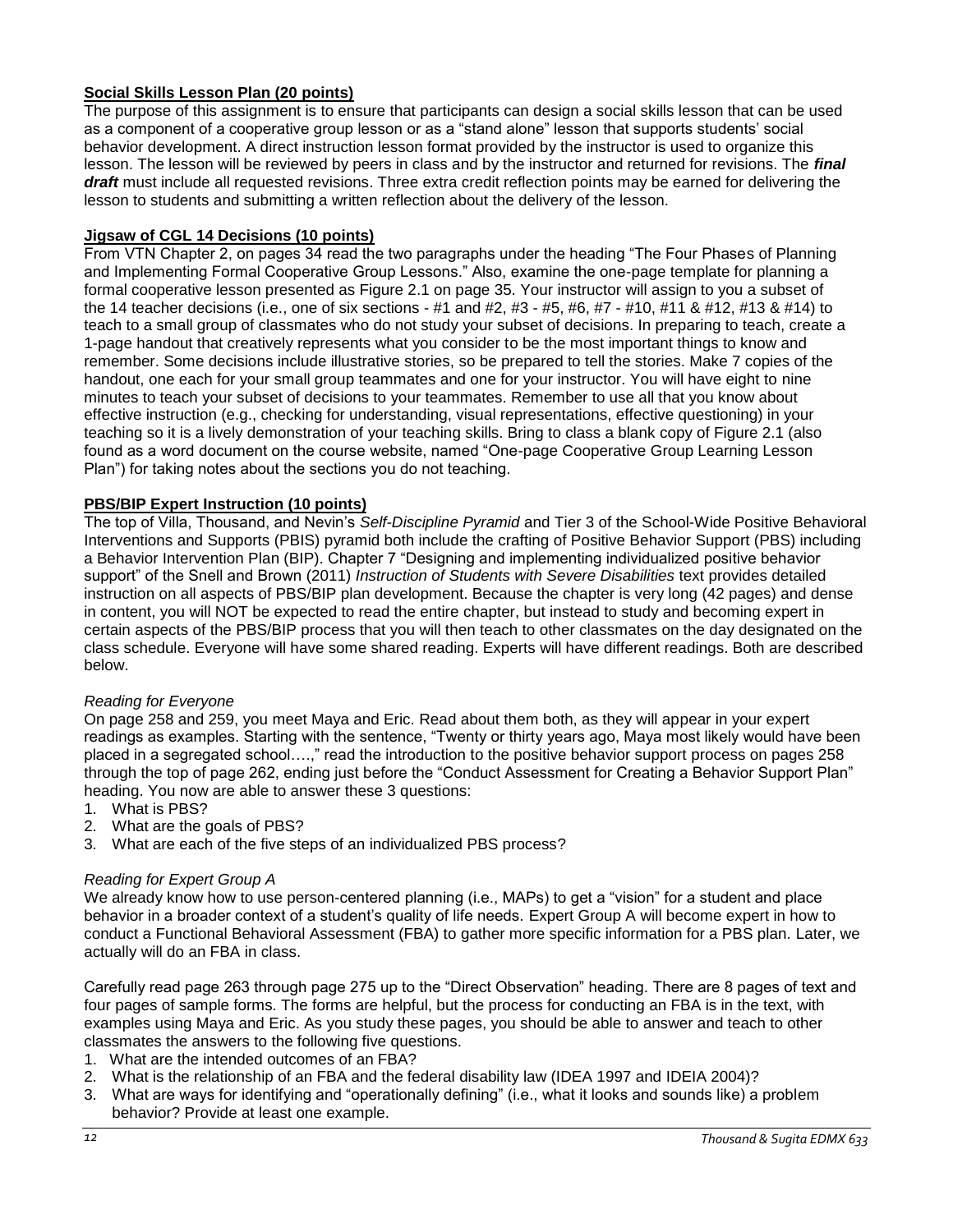**Social Skills Lesson Plan (20 points)**

The purpose of this assignment is to ensure that participants can design a social skills lesson that can be used as a component of a cooperative group lesson or as a "stand alone" lesson that supports students' social behavior development. A direct instruction lesson format provided by the instructor is used to organize this lesson. The lesson will be reviewed by peers in class and by the instructor and returned for revisions. The ***final draft*** must include all requested revisions. Three extra credit reflection points may be earned for delivering the lesson to students and submitting a written reflection about the delivery of the lesson.

**Jigsaw of CGL 14 Decisions (10 points)**

From VTN Chapter 2, on pages 34 read the two paragraphs under the heading "The Four Phases of Planning and Implementing Formal Cooperative Group Lessons." Also, examine the one-page template for planning a formal cooperative lesson presented as Figure 2.1 on page 35. Your instructor will assign to you a subset of the 14 teacher decisions (i.e., one of six sections - #1 and #2, #3 - #5, #6, #7 - #10, #11 & #12, #13 & #14) to teach to a small group of classmates who do not study your subset of decisions. In preparing to teach, create a 1-page handout that creatively represents what you consider to be the most important things to know and remember. Some decisions include illustrative stories, so be prepared to tell the stories. Make 7 copies of the handout, one each for your small group teammates and one for your instructor. You will have eight to nine minutes to teach your subset of decisions to your teammates. Remember to use all that you know about effective instruction (e.g., checking for understanding, visual representations, effective questioning) in your teaching so it is a lively demonstration of your teaching skills. Bring to class a blank copy of Figure 2.1 (also found as a word document on the course website, named "One-page Cooperative Group Learning Lesson Plan") for taking notes about the sections you do not teaching.

**PBS/BIP Expert Instruction (10 points)**

The top of Villa, Thousand, and Nevin's *Self-Discipline Pyramid* and Tier 3 of the School-Wide Positive Behavioral Interventions and Supports (PBIS) pyramid both include the crafting of Positive Behavior Support (PBS) including a Behavior Intervention Plan (BIP). Chapter 7 "Designing and implementing individualized positive behavior support" of the Snell and Brown (2011) *Instruction of Students with Severe Disabilities* text provides detailed instruction on all aspects of PBS/BIP plan development. Because the chapter is very long (42 pages) and dense in content, you will NOT be expected to read the entire chapter, but instead to study and becoming expert in certain aspects of the PBS/BIP process that you will then teach to other classmates on the day designated on the class schedule. Everyone will have some shared reading. Experts will have different readings. Both are described below.

*Reading for Everyone*

On page 258 and 259, you meet Maya and Eric. Read about them both, as they will appear in your expert readings as examples. Starting with the sentence, "Twenty or thirty years ago, Maya most likely would have been placed in a segregated school….," read the introduction to the positive behavior support process on pages 258 through the top of page 262, ending just before the "Conduct Assessment for Creating a Behavior Support Plan" heading. You now are able to answer these 3 questions:

1. What is PBS?
2. What are the goals of PBS?
3. What are each of the five steps of an individualized PBS process?

*Reading for Expert Group A*

We already know how to use person-centered planning (i.e., MAPs) to get a "vision" for a student and place behavior in a broader context of a student's quality of life needs. Expert Group A will become expert in how to conduct a Functional Behavioral Assessment (FBA) to gather more specific information for a PBS plan. Later, we actually will do an FBA in class.

Carefully read page 263 through page 275 up to the "Direct Observation" heading. There are 8 pages of text and four pages of sample forms. The forms are helpful, but the process for conducting an FBA is in the text, with examples using Maya and Eric. As you study these pages, you should be able to answer and teach to other classmates the answers to the following five questions.

1. What are the intended outcomes of an FBA?
2. What is the relationship of an FBA and the federal disability law (IDEA 1997 and IDEIA 2004)?
3. What are ways for identifying and "operationally defining" (i.e., what it looks and sounds like) a problem behavior? Provide at least one example.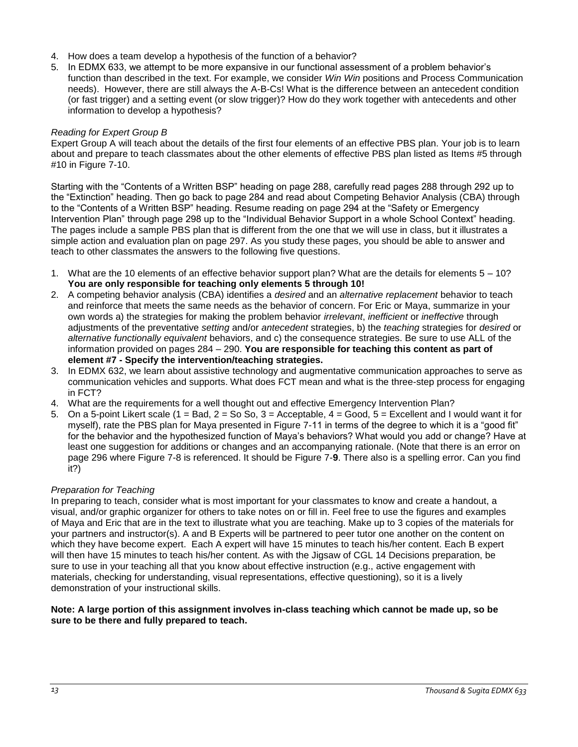4. How does a team develop a hypothesis of the function of a behavior?
5. In EDMX 633, we attempt to be more expansive in our functional assessment of a problem behavior's function than described in the text. For example, we consider *Win Win* positions and Process Communication needs). However, there are still always the A-B-Cs! What is the difference between an antecedent condition (or fast trigger) and a setting event (or slow trigger)? How do they work together with antecedents and other information to develop a hypothesis?

*Reading for Expert Group B*

Expert Group A will teach about the details of the first four elements of an effective PBS plan. Your job is to learn about and prepare to teach classmates about the other elements of effective PBS plan listed as Items #5 through #10 in Figure 7-10.

Starting with the "Contents of a Written BSP" heading on page 288, carefully read pages 288 through 292 up to the "Extinction" heading. Then go back to page 284 and read about Competing Behavior Analysis (CBA) through to the "Contents of a Written BSP" heading. Resume reading on page 294 at the "Safety or Emergency Intervention Plan" through page 298 up to the "Individual Behavior Support in a whole School Context" heading. The pages include a sample PBS plan that is different from the one that we will use in class, but it illustrates a simple action and evaluation plan on page 297. As you study these pages, you should be able to answer and teach to other classmates the answers to the following five questions.

1. What are the 10 elements of an effective behavior support plan? What are the details for elements 5 – 10? **You are only responsible for teaching only elements 5 through 10!**
2. A competing behavior analysis (CBA) identifies a *desired* and an *alternative replacement* behavior to teach and reinforce that meets the same needs as the behavior of concern. For Eric or Maya, summarize in your own words a) the strategies for making the problem behavior *irrelevant*, *inefficient* or *ineffective* through adjustments of the preventative *setting* and/or *antecedent* strategies, b) the *teaching* strategies for *desired* or *alternative functionally equivalent* behaviors, and c) the consequence strategies. Be sure to use ALL of the information provided on pages 284 – 290. **You are responsible for teaching this content as part of element #7 - Specify the intervention/teaching strategies.**
3. In EDMX 632, we learn about assistive technology and augmentative communication approaches to serve as communication vehicles and supports. What does FCT mean and what is the three-step process for engaging in FCT?
4. What are the requirements for a well thought out and effective Emergency Intervention Plan?
5. On a 5-point Likert scale (1 = Bad, 2 = So So, 3 = Acceptable, 4 = Good, 5 = Excellent and I would want it for myself), rate the PBS plan for Maya presented in Figure 7-11 in terms of the degree to which it is a "good fit" for the behavior and the hypothesized function of Maya's behaviors? What would you add or change? Have at least one suggestion for additions or changes and an accompanying rationale. (Note that there is an error on page 296 where Figure 7-8 is referenced. It should be Figure 7-**9**. There also is a spelling error. Can you find it?)

*Preparation for Teaching*

In preparing to teach, consider what is most important for your classmates to know and create a handout, a visual, and/or graphic organizer for others to take notes on or fill in. Feel free to use the figures and examples of Maya and Eric that are in the text to illustrate what you are teaching. Make up to 3 copies of the materials for your partners and instructor(s). A and B Experts will be partnered to peer tutor one another on the content on which they have become expert. Each A expert will have 15 minutes to teach his/her content. Each B expert will then have 15 minutes to teach his/her content. As with the Jigsaw of CGL 14 Decisions preparation, be sure to use in your teaching all that you know about effective instruction (e.g., active engagement with materials, checking for understanding, visual representations, effective questioning), so it is a lively demonstration of your instructional skills.

**Note: A large portion of this assignment involves in-class teaching which cannot be made up, so be sure to be there and fully prepared to teach.**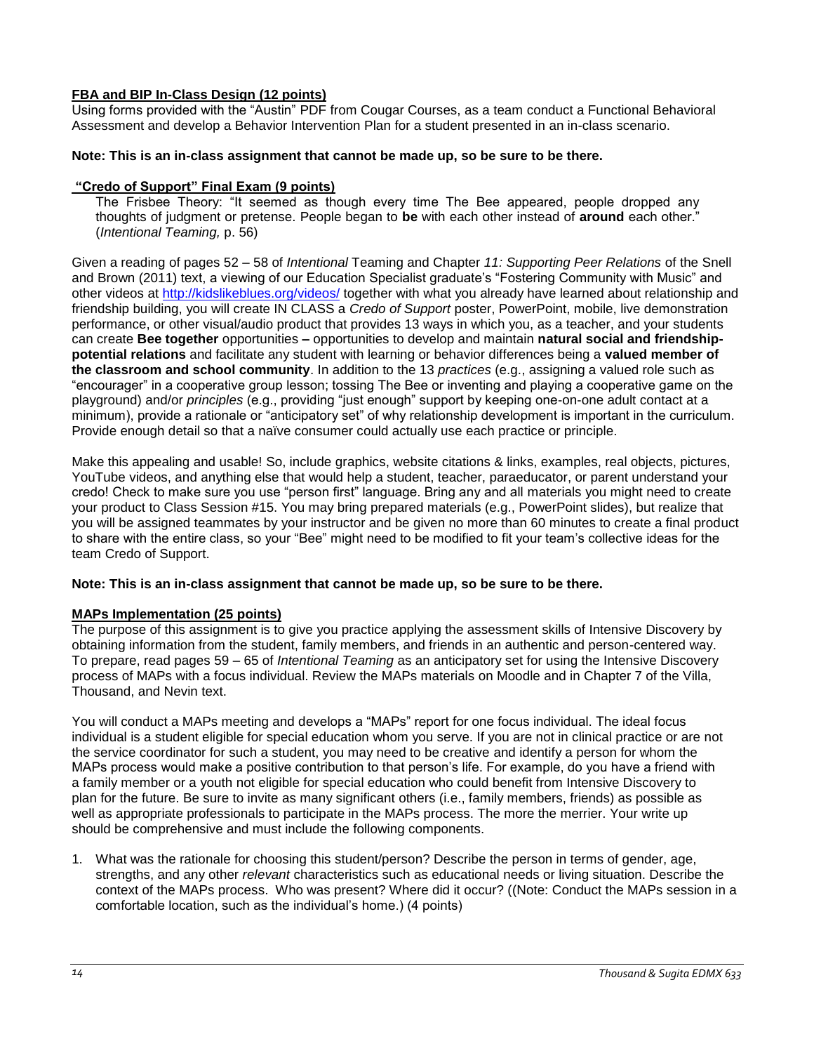**FBA and BIP In-Class Design (12 points)**
Using forms provided with the "Austin" PDF from Cougar Courses, as a team conduct a Functional Behavioral Assessment and develop a Behavior Intervention Plan for a student presented in an in-class scenario.

**Note: This is an in-class assignment that cannot be made up, so be sure to be there.**

**"Credo of Support" Final Exam (9 points)**

> The Frisbee Theory: "It seemed as though every time The Bee appeared, people dropped any thoughts of judgment or pretense. People began to **be** with each other instead of **around** each other." (*Intentional Teaming,* p. 56)

Given a reading of pages 52 – 58 of *Intentional* Teaming and Chapter *11: Supporting Peer Relations* of the Snell and Brown (2011) text, a viewing of our Education Specialist graduate's "Fostering Community with Music" and other videos at http://kidslikeblues.org/videos/ together with what you already have learned about relationship and friendship building, you will create IN CLASS a *Credo of Support* poster, PowerPoint, mobile, live demonstration performance, or other visual/audio product that provides 13 ways in which you, as a teacher, and your students can create **Bee together** opportunities **–** opportunities to develop and maintain **natural social and friendship-potential relations** and facilitate any student with learning or behavior differences being a **valued member of the classroom and school community**. In addition to the 13 *practices* (e.g., assigning a valued role such as "encourager" in a cooperative group lesson; tossing The Bee or inventing and playing a cooperative game on the playground) and/or *principles* (e.g., providing "just enough" support by keeping one-on-one adult contact at a minimum), provide a rationale or "anticipatory set" of why relationship development is important in the curriculum. Provide enough detail so that a naïve consumer could actually use each practice or principle.

Make this appealing and usable! So, include graphics, website citations & links, examples, real objects, pictures, YouTube videos, and anything else that would help a student, teacher, paraeducator, or parent understand your credo! Check to make sure you use "person first" language. Bring any and all materials you might need to create your product to Class Session #15. You may bring prepared materials (e.g., PowerPoint slides), but realize that you will be assigned teammates by your instructor and be given no more than 60 minutes to create a final product to share with the entire class, so your "Bee" might need to be modified to fit your team's collective ideas for the team Credo of Support.

**Note: This is an in-class assignment that cannot be made up, so be sure to be there.**

**MAPs Implementation (25 points)**
The purpose of this assignment is to give you practice applying the assessment skills of Intensive Discovery by obtaining information from the student, family members, and friends in an authentic and person-centered way. To prepare, read pages 59 – 65 of *Intentional Teaming* as an anticipatory set for using the Intensive Discovery process of MAPs with a focus individual. Review the MAPs materials on Moodle and in Chapter 7 of the Villa, Thousand, and Nevin text.

You will conduct a MAPs meeting and develops a "MAPs" report for one focus individual. The ideal focus individual is a student eligible for special education whom you serve. If you are not in clinical practice or are not the service coordinator for such a student, you may need to be creative and identify a person for whom the MAPs process would make a positive contribution to that person's life. For example, do you have a friend with a family member or a youth not eligible for special education who could benefit from Intensive Discovery to plan for the future. Be sure to invite as many significant others (i.e., family members, friends) as possible as well as appropriate professionals to participate in the MAPs process. The more the merrier. Your write up should be comprehensive and must include the following components.

1. What was the rationale for choosing this student/person? Describe the person in terms of gender, age, strengths, and any other *relevant* characteristics such as educational needs or living situation. Describe the context of the MAPs process. Who was present? Where did it occur? ((Note: Conduct the MAPs session in a comfortable location, such as the individual's home.) (4 points)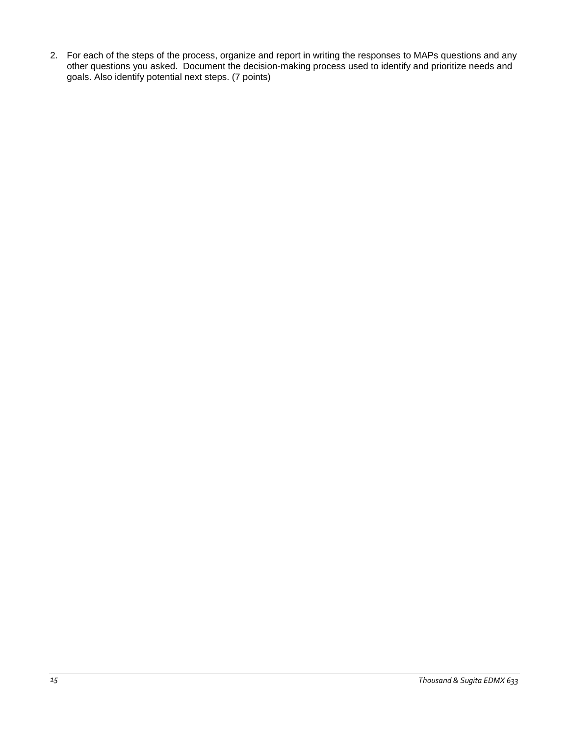2. For each of the steps of the process, organize and report in writing the responses to MAPs questions and any other questions you asked. Document the decision-making process used to identify and prioritize needs and goals. Also identify potential next steps. (7 points)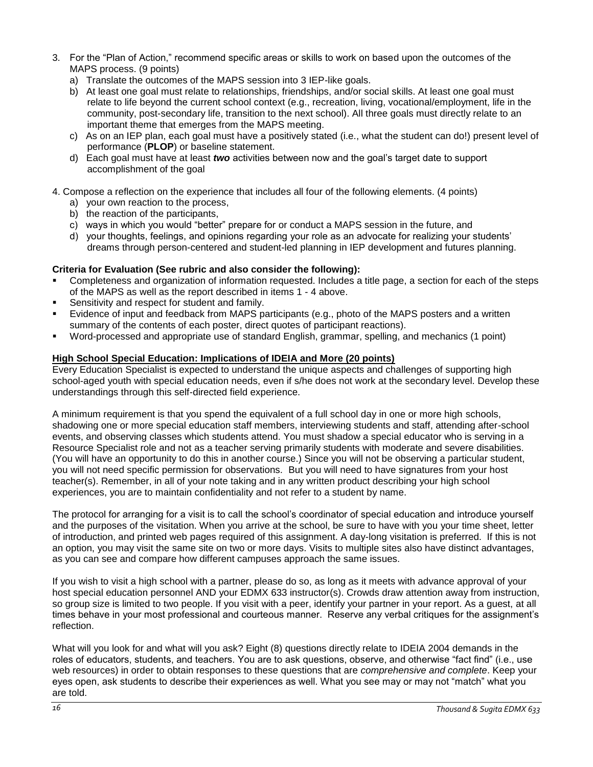3. For the "Plan of Action," recommend specific areas or skills to work on based upon the outcomes of the MAPS process. (9 points)
   a) Translate the outcomes of the MAPS session into 3 IEP-like goals.
   b) At least one goal must relate to relationships, friendships, and/or social skills. At least one goal must relate to life beyond the current school context (e.g., recreation, living, vocational/employment, life in the community, post-secondary life, transition to the next school). All three goals must directly relate to an important theme that emerges from the MAPS meeting.
   c) As on an IEP plan, each goal must have a positively stated (i.e., what the student can do!) present level of performance (**PLOP**) or baseline statement.
   d) Each goal must have at least ***two*** activities between now and the goal's target date to support accomplishment of the goal

4. Compose a reflection on the experience that includes all four of the following elements. (4 points)
   a) your own reaction to the process,
   b) the reaction of the participants,
   c) ways in which you would "better" prepare for or conduct a MAPS session in the future, and
   d) your thoughts, feelings, and opinions regarding your role as an advocate for realizing your students' dreams through person-centered and student-led planning in IEP development and futures planning.

**Criteria for Evaluation (See rubric and also consider the following):**

- Completeness and organization of information requested. Includes a title page, a section for each of the steps of the MAPS as well as the report described in items 1 - 4 above.
- Sensitivity and respect for student and family.
- Evidence of input and feedback from MAPS participants (e.g., photo of the MAPS posters and a written summary of the contents of each poster, direct quotes of participant reactions).
- Word-processed and appropriate use of standard English, grammar, spelling, and mechanics (1 point)

**High School Special Education: Implications of IDEIA and More (20 points)**

Every Education Specialist is expected to understand the unique aspects and challenges of supporting high school-aged youth with special education needs, even if s/he does not work at the secondary level. Develop these understandings through this self-directed field experience.

A minimum requirement is that you spend the equivalent of a full school day in one or more high schools, shadowing one or more special education staff members, interviewing students and staff, attending after-school events, and observing classes which students attend. You must shadow a special educator who is serving in a Resource Specialist role and not as a teacher serving primarily students with moderate and severe disabilities. (You will have an opportunity to do this in another course.) Since you will not be observing a particular student, you will not need specific permission for observations. But you will need to have signatures from your host teacher(s). Remember, in all of your note taking and in any written product describing your high school experiences, you are to maintain confidentiality and not refer to a student by name.

The protocol for arranging for a visit is to call the school's coordinator of special education and introduce yourself and the purposes of the visitation. When you arrive at the school, be sure to have with you your time sheet, letter of introduction, and printed web pages required of this assignment. A day-long visitation is preferred. If this is not an option, you may visit the same site on two or more days. Visits to multiple sites also have distinct advantages, as you can see and compare how different campuses approach the same issues.

If you wish to visit a high school with a partner, please do so, as long as it meets with advance approval of your host special education personnel AND your EDMX 633 instructor(s). Crowds draw attention away from instruction, so group size is limited to two people. If you visit with a peer, identify your partner in your report. As a guest, at all times behave in your most professional and courteous manner. Reserve any verbal critiques for the assignment's reflection.

What will you look for and what will you ask? Eight (8) questions directly relate to IDEIA 2004 demands in the roles of educators, students, and teachers. You are to ask questions, observe, and otherwise "fact find" (i.e., use web resources) in order to obtain responses to these questions that are *comprehensive and complete*. Keep your eyes open, ask students to describe their experiences as well. What you see may or may not "match" what you are told.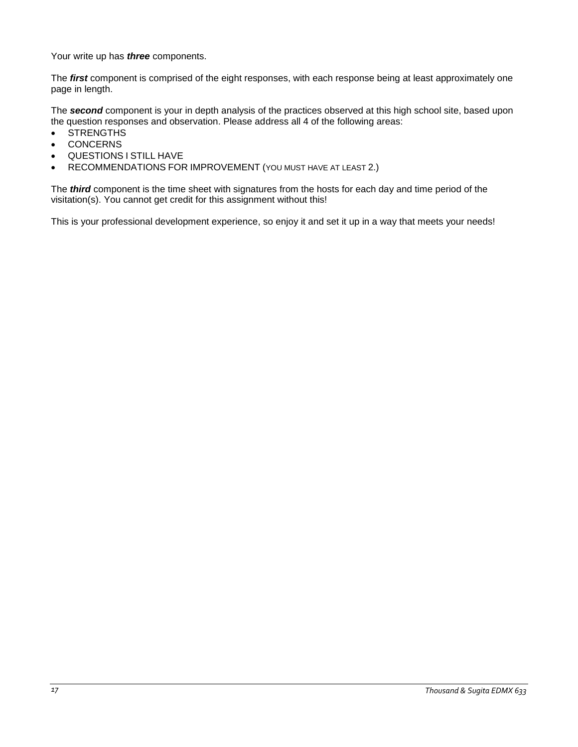Your write up has ***three*** components.

The ***first*** component is comprised of the eight responses, with each response being at least approximately one page in length.

The ***second*** component is your in depth analysis of the practices observed at this high school site, based upon the question responses and observation. Please address all 4 of the following areas:

- STRENGTHS
- CONCERNS
- QUESTIONS I STILL HAVE
- RECOMMENDATIONS FOR IMPROVEMENT (YOU MUST HAVE AT LEAST 2.)

The ***third*** component is the time sheet with signatures from the hosts for each day and time period of the visitation(s). You cannot get credit for this assignment without this!

This is your professional development experience, so enjoy it and set it up in a way that meets your needs!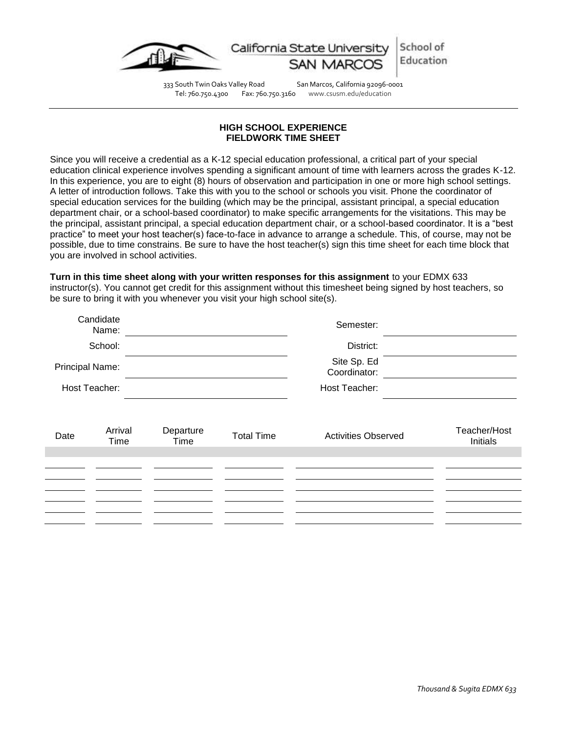California State University SAN MARCOS | School of Education

333 South Twin Oaks Valley Road San Marcos, California 92096-0001
Tel: 760.750.4300 Fax: 760.750.3160 www.csusm.edu/education

**HIGH SCHOOL EXPERIENCE**
**FIELDWORK TIME SHEET**

Since you will receive a credential as a K-12 special education professional, a critical part of your special education clinical experience involves spending a significant amount of time with learners across the grades K-12. In this experience, you are to eight (8) hours of observation and participation in one or more high school settings. A letter of introduction follows. Take this with you to the school or schools you visit. Phone the coordinator of special education services for the building (which may be the principal, assistant principal, a special education department chair, or a school-based coordinator) to make specific arrangements for the visitations. This may be the principal, assistant principal, a special education department chair, or a school-based coordinator. It is a "best practice" to meet your host teacher(s) face-to-face in advance to arrange a schedule. This, of course, may not be possible, due to time constrains. Be sure to have the host teacher(s) sign this time sheet for each time block that you are involved in school activities.

**Turn in this time sheet along with your written responses for this assignment** to your EDMX 633 instructor(s). You cannot get credit for this assignment without this timesheet being signed by host teachers, so be sure to bring it with you whenever you visit your high school site(s).

Candidate Name: ____________________ Semester: ____________________

School: ____________________ District: ____________________

Principal Name: ____________________ Site Sp. Ed Coordinator: ____________________

Host Teacher: ____________________ Host Teacher: ____________________

| Date | Arrival Time | Departure Time | Total Time | Activities Observed | Teacher/Host Initials |
|---|---|---|---|---|---|
| | | | | | |
| | | | | | |
| | | | | | |
| | | | | | |
| | | | | | |
| | | | | | |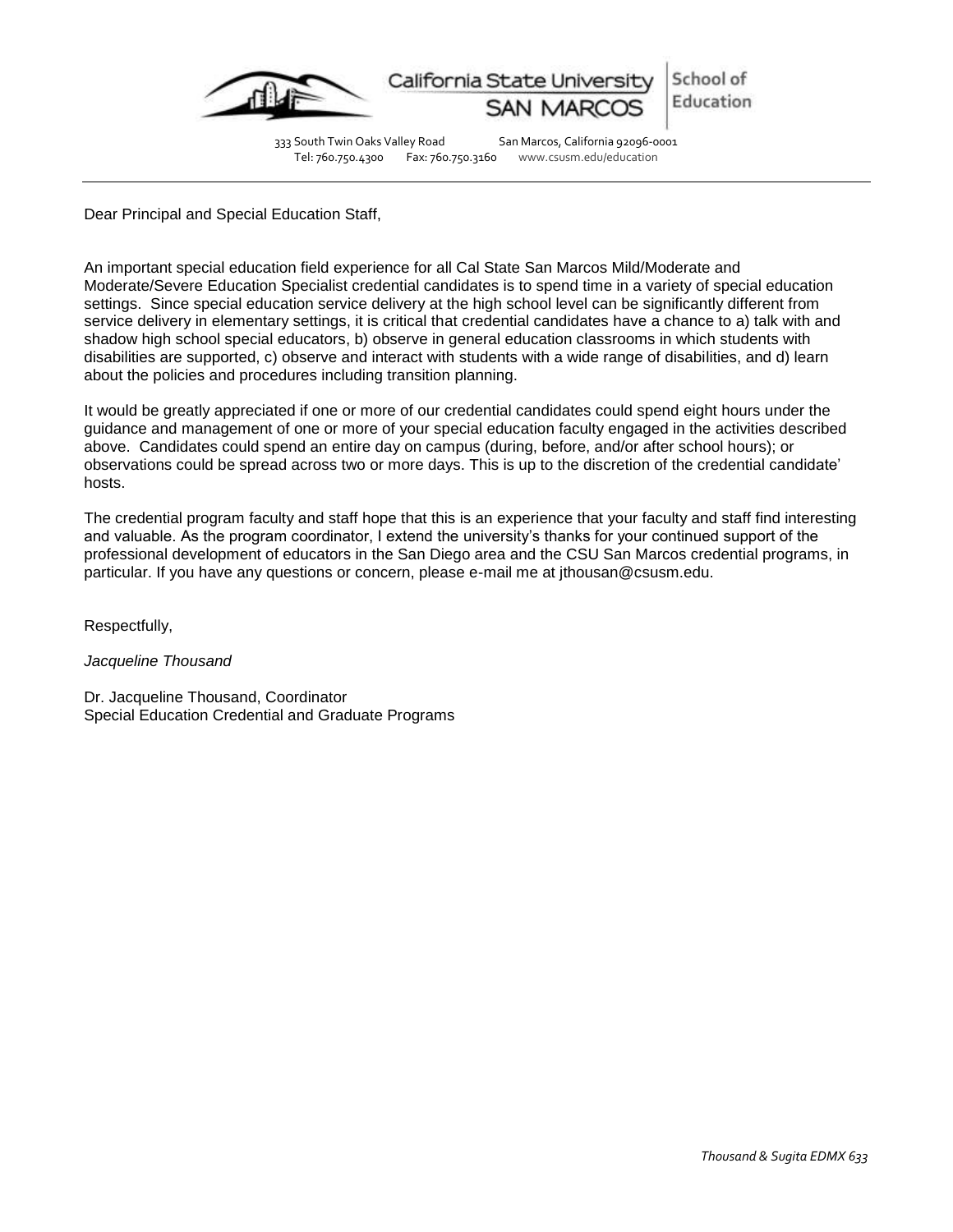California State University SAN MARCOS | School of Education

333 South Twin Oaks Valley Road San Marcos, California 92096-0001
Tel: 760.750.4300 Fax: 760.750.3160 www.csusm.edu/education

---

Dear Principal and Special Education Staff,

An important special education field experience for all Cal State San Marcos Mild/Moderate and Moderate/Severe Education Specialist credential candidates is to spend time in a variety of special education settings. Since special education service delivery at the high school level can be significantly different from service delivery in elementary settings, it is critical that credential candidates have a chance to a) talk with and shadow high school special educators, b) observe in general education classrooms in which students with disabilities are supported, c) observe and interact with students with a wide range of disabilities, and d) learn about the policies and procedures including transition planning.

It would be greatly appreciated if one or more of our credential candidates could spend eight hours under the guidance and management of one or more of your special education faculty engaged in the activities described above. Candidates could spend an entire day on campus (during, before, and/or after school hours); or observations could be spread across two or more days. This is up to the discretion of the credential candidate' hosts.

The credential program faculty and staff hope that this is an experience that your faculty and staff find interesting and valuable. As the program coordinator, I extend the university's thanks for your continued support of the professional development of educators in the San Diego area and the CSU San Marcos credential programs, in particular. If you have any questions or concern, please e-mail me at jthousan@csusm.edu.

Respectfully,

*Jacqueline Thousand*

Dr. Jacqueline Thousand, Coordinator
Special Education Credential and Graduate Programs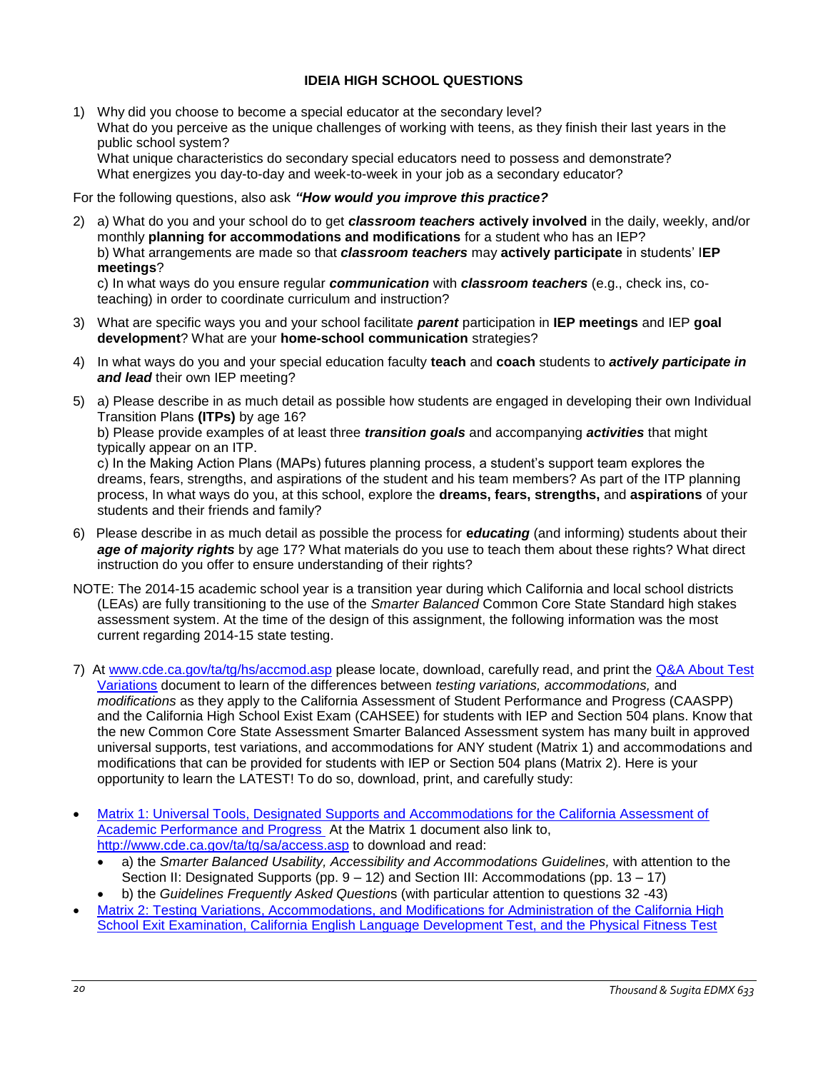## IDEIA HIGH SCHOOL QUESTIONS

1) Why did you choose to become a special educator at the secondary level?
   What do you perceive as the unique challenges of working with teens, as they finish their last years in the public school system?
   What unique characteristics do secondary special educators need to possess and demonstrate?
   What energizes you day-to-day and week-to-week in your job as a secondary educator?

For the following questions, also ask ***"How would you improve this practice?***

2) a) What do you and your school do to get ***classroom teachers*** **actively involved** in the daily, weekly, and/or monthly **planning for accommodations and modifications** for a student who has an IEP?
   b) What arrangements are made so that ***classroom teachers*** may **actively participate** in students' I**EP meetings**?
   c) In what ways do you ensure regular ***communication*** with ***classroom teachers*** (e.g., check ins, co-teaching) in order to coordinate curriculum and instruction?

3) What are specific ways you and your school facilitate ***parent*** participation in **IEP meetings** and IEP **goal development**? What are your **home-school communication** strategies?

4) In what ways do you and your special education faculty **teach** and **coach** students to ***actively participate in and lead*** their own IEP meeting?

5) a) Please describe in as much detail as possible how students are engaged in developing their own Individual Transition Plans **(ITPs)** by age 16?
   b) Please provide examples of at least three ***transition goals*** and accompanying ***activities*** that might typically appear on an ITP.
   c) In the Making Action Plans (MAPs) futures planning process, a student's support team explores the dreams, fears, strengths, and aspirations of the student and his team members? As part of the ITP planning process, In what ways do you, at this school, explore the **dreams, fears, strengths,** and **aspirations** of your students and their friends and family?

6) Please describe in as much detail as possible the process for ***educating*** (and informing) students about their ***age of majority rights*** by age 17? What materials do you use to teach them about these rights? What direct instruction do you offer to ensure understanding of their rights?

NOTE: The 2014-15 academic school year is a transition year during which California and local school districts (LEAs) are fully transitioning to the use of the *Smarter Balanced* Common Core State Standard high stakes assessment system. At the time of the design of this assignment, the following information was the most current regarding 2014-15 state testing.

7) At www.cde.ca.gov/ta/tg/hs/accmod.asp please locate, download, carefully read, and print the Q&A About Test Variations document to learn of the differences between *testing variations, accommodations,* and *modifications* as they apply to the California Assessment of Student Performance and Progress (CAASPP) and the California High School Exist Exam (CAHSEE) for students with IEP and Section 504 plans. Know that the new Common Core State Assessment Smarter Balanced Assessment system has many built in approved universal supports, test variations, and accommodations for ANY student (Matrix 1) and accommodations and modifications that can be provided for students with IEP or Section 504 plans (Matrix 2). Here is your opportunity to learn the LATEST! To do so, download, print, and carefully study:

- Matrix 1: Universal Tools, Designated Supports and Accommodations for the California Assessment of Academic Performance and Progress At the Matrix 1 document also link to, http://www.cde.ca.gov/ta/tg/sa/access.asp to download and read:
  - a) the *Smarter Balanced Usability, Accessibility and Accommodations Guidelines,* with attention to the Section II: Designated Supports (pp. 9 – 12) and Section III: Accommodations (pp. 13 – 17)
  - b) the *Guidelines Frequently Asked Question*s (with particular attention to questions 32 -43)
- Matrix 2: Testing Variations, Accommodations, and Modifications for Administration of the California High School Exit Examination, California English Language Development Test, and the Physical Fitness Test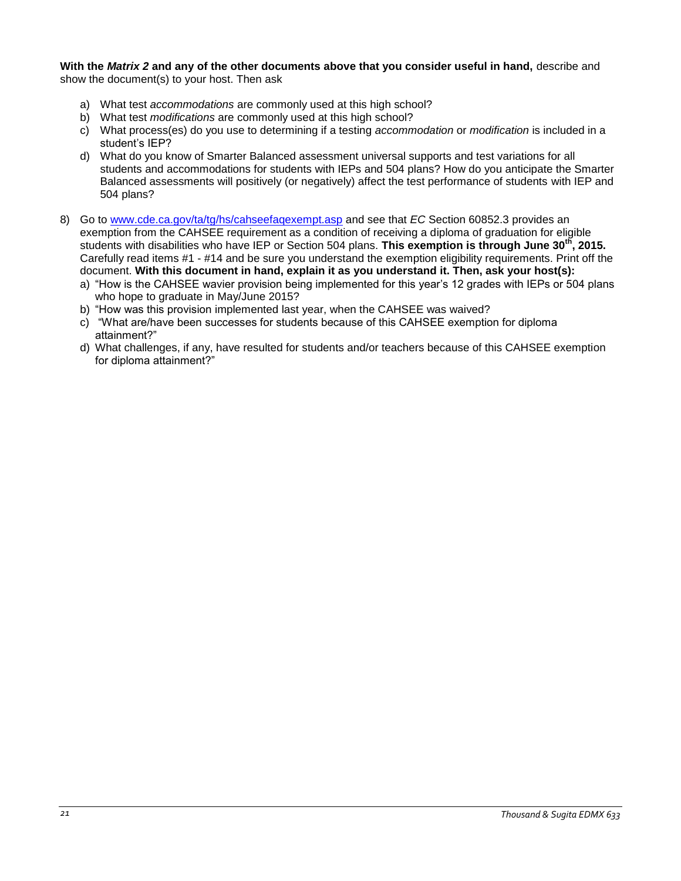**With the *Matrix 2* and any of the other documents above that you consider useful in hand,** describe and show the document(s) to your host. Then ask

a) What test *accommodations* are commonly used at this high school?
b) What test *modifications* are commonly used at this high school?
c) What process(es) do you use to determining if a testing *accommodation* or *modification* is included in a student's IEP?
d) What do you know of Smarter Balanced assessment universal supports and test variations for all students and accommodations for students with IEPs and 504 plans? How do you anticipate the Smarter Balanced assessments will positively (or negatively) affect the test performance of students with IEP and 504 plans?

8) Go to www.cde.ca.gov/ta/tg/hs/cahseefaqexempt.asp and see that *EC* Section 60852.3 provides an exemption from the CAHSEE requirement as a condition of receiving a diploma of graduation for eligible students with disabilities who have IEP or Section 504 plans. **This exemption is through June 30th, 2015.** Carefully read items #1 - #14 and be sure you understand the exemption eligibility requirements. Print off the document. **With this document in hand, explain it as you understand it. Then, ask your host(s):**
   a) "How is the CAHSEE wavier provision being implemented for this year's 12 grades with IEPs or 504 plans who hope to graduate in May/June 2015?
   b) "How was this provision implemented last year, when the CAHSEE was waived?
   c) "What are/have been successes for students because of this CAHSEE exemption for diploma attainment?"
   d) What challenges, if any, have resulted for students and/or teachers because of this CAHSEE exemption for diploma attainment?"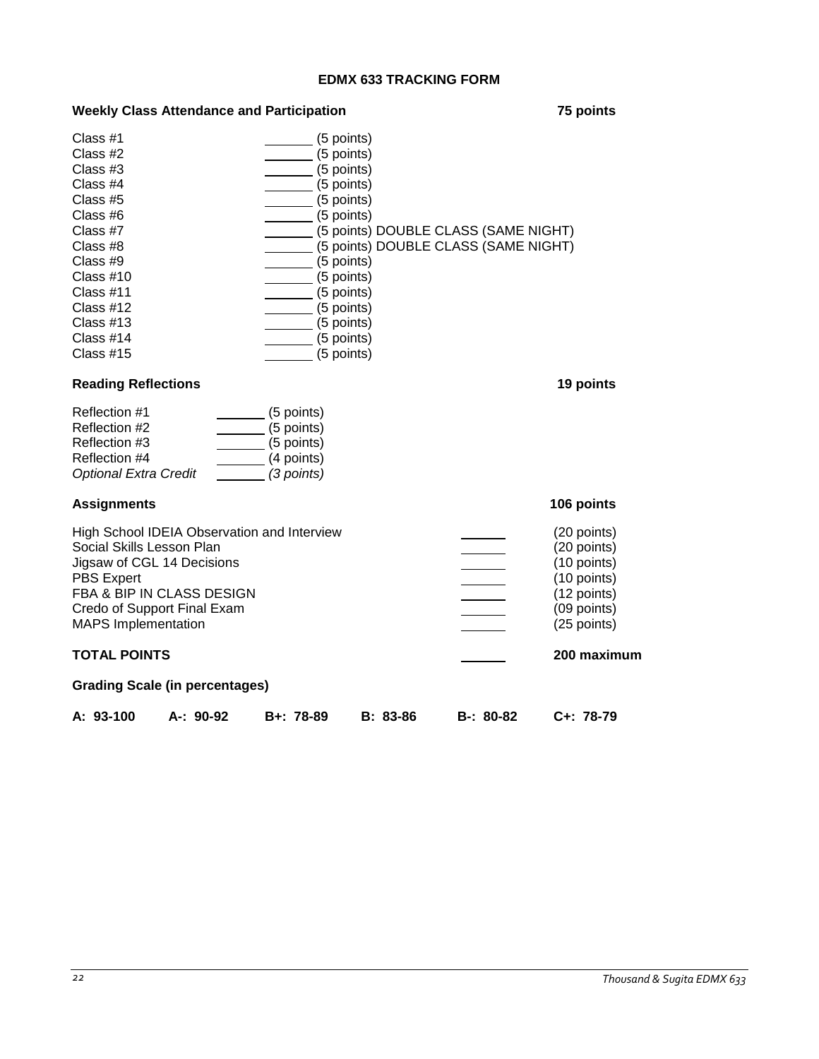## EDMX 633 TRACKING FORM

### Weekly Class Attendance and Participation — 75 points

| | | |
|---|---|---|
| Class #1 | _______ | (5 points) |
| Class #2 | _______ | (5 points) |
| Class #3 | _______ | (5 points) |
| Class #4 | _______ | (5 points) |
| Class #5 | _______ | (5 points) |
| Class #6 | _______ | (5 points) |
| Class #7 | _______ | (5 points) DOUBLE CLASS (SAME NIGHT) |
| Class #8 | _______ | (5 points) DOUBLE CLASS (SAME NIGHT) |
| Class #9 | _______ | (5 points) |
| Class #10 | _______ | (5 points) |
| Class #11 | _______ | (5 points) |
| Class #12 | _______ | (5 points) |
| Class #13 | _______ | (5 points) |
| Class #14 | _______ | (5 points) |
| Class #15 | _______ | (5 points) |

### Reading Reflections — 19 points

| | | |
|---|---|---|
| Reflection #1 | _______ | (5 points) |
| Reflection #2 | _______ | (5 points) |
| Reflection #3 | _______ | (5 points) |
| Reflection #4 | _______ | (4 points) |
| *Optional Extra Credit* | _______ | *(3 points)* |

### Assignments — 106 points

| | | |
|---|---|---|
| High School IDEIA Observation and Interview | _______ | (20 points) |
| Social Skills Lesson Plan | _______ | (20 points) |
| Jigsaw of CGL 14 Decisions | _______ | (10 points) |
| PBS Expert | _______ | (10 points) |
| FBA & BIP IN CLASS DESIGN | _______ | (12 points) |
| Credo of Support Final Exam | _______ | (09 points) |
| MAPS Implementation | _______ | (25 points) |
| **TOTAL POINTS** | _______ | **200 maximum** |

### Grading Scale (in percentages)

| | | | | | |
|---|---|---|---|---|---|
| **A: 93-100** | **A-: 90-92** | **B+: 78-89** | **B: 83-86** | **B-: 80-82** | **C+: 78-79** |